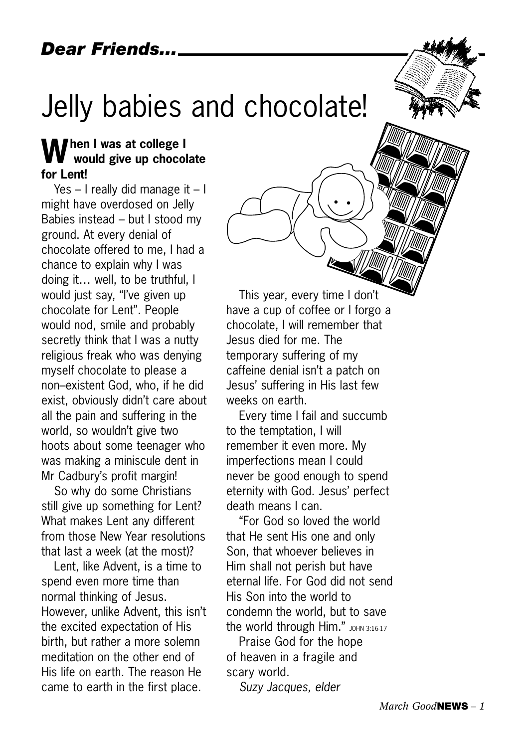*Dear Friends...*

# Jelly babies and chocolate!

**When I was at college I would give up chocolate for Lent!**

Yes – I really did manage it – I might have overdosed on Jelly Babies instead – but I stood my ground. At every denial of chocolate offered to me, I had a chance to explain why I was doing it… well, to be truthful, I would just say, "I've given up chocolate for Lent". People would nod, smile and probably secretly think that I was a nutty religious freak who was denying myself chocolate to please a non–existent God, who, if he did exist, obviously didn't care about all the pain and suffering in the world, so wouldn't give two hoots about some teenager who was making a miniscule dent in Mr Cadbury's profit margin!

So why do some Christians still give up something for Lent? What makes Lent any different from those New Year resolutions that last a week (at the most)?

Lent, like Advent, is a time to spend even more time than normal thinking of Jesus. However, unlike Advent, this isn't the excited expectation of His birth, but rather a more solemn meditation on the other end of His life on earth. The reason He came to earth in the first place.

This year, every time I don't have a cup of coffee or I forgo a chocolate, I will remember that Jesus died for me. The temporary suffering of my caffeine denial isn't a patch on Jesus' suffering in His last few weeks on earth.

Every time I fail and succumb to the temptation, I will remember it even more. My imperfections mean I could never be good enough to spend eternity with God. Jesus' perfect death means I can.

"For God so loved the world that He sent His one and only Son, that whoever believes in Him shall not perish but have eternal life. For God did not send His Son into the world to condemn the world, but to save the world through Him." JOHN 3:16-17

Praise God for the hope of heaven in a fragile and scary world.

*Suzy Jacques, elder*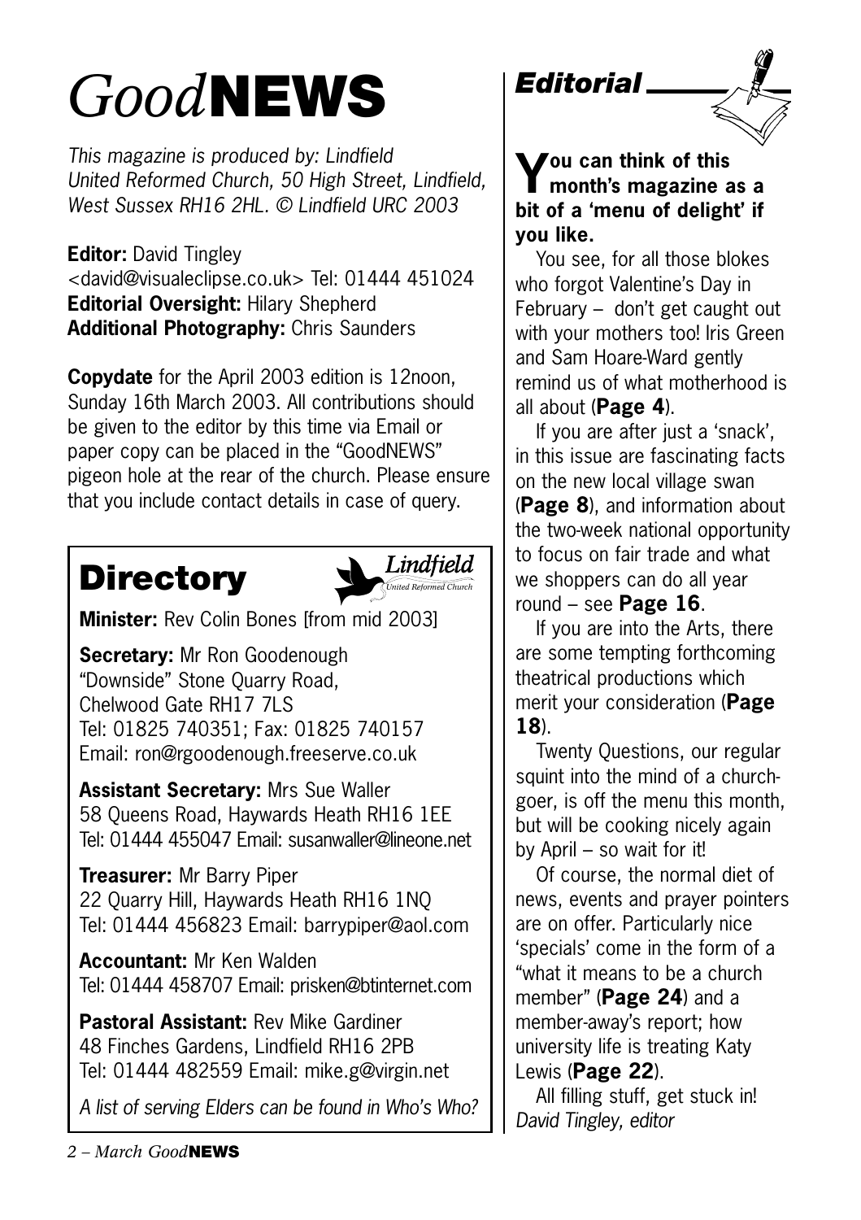# *Good*NEWS

*This magazine is produced by: Lindfield United Reformed Church, 50 High Street, Lindfield, West Sussex RH16 2HL. © Lindfield URC 2003*

**Editor:** David Tingley <david@visualeclipse.co.uk> Tel: 01444 451024
**Editorial Oversight:** Hilary Shepherd
**Additional Photography:** Chris Saunders

**Copydate** for the April 2003 edition is 12noon, Sunday 16th March 2003. All contributions should be given to the editor by this time via Email or paper copy can be placed in the "GoodNEWS" pigeon hole at the rear of the church. Please ensure that you include contact details in case of query.

## Directory

Lindfield United Reformed Church

**Minister:** Rev Colin Bones [from mid 2003]

**Secretary:** Mr Ron Goodenough
"Downside" Stone Quarry Road,
Chelwood Gate RH17 7LS
Tel: 01825 740351; Fax: 01825 740157
Email: ron@rgoodenough.freeserve.co.uk

**Assistant Secretary:** Mrs Sue Waller
58 Queens Road, Haywards Heath RH16 1EE
Tel: 01444 455047 Email: susanwaller@lineone.net

**Treasurer:** Mr Barry Piper
22 Quarry Hill, Haywards Heath RH16 1NQ
Tel: 01444 456823 Email: barrypiper@aol.com

**Accountant:** Mr Ken Walden
Tel: 01444 458707 Email: prisken@btinternet.com

**Pastoral Assistant:** Rev Mike Gardiner
48 Finches Gardens, Lindfield RH16 2PB
Tel: 01444 482559 Email: mike.g@virgin.net

*A list of serving Elders can be found in Who's Who?*

## Editorial

**You can think of this month's magazine as a bit of a 'menu of delight' if you like.**

You see, for all those blokes who forgot Valentine's Day in February – don't get caught out with your mothers too! Iris Green and Sam Hoare-Ward gently remind us of what motherhood is all about (**Page 4**).

If you are after just a 'snack', in this issue are fascinating facts on the new local village swan (**Page 8**), and information about the two-week national opportunity to focus on fair trade and what we shoppers can do all year round – see **Page 16**.

If you are into the Arts, there are some tempting forthcoming theatrical productions which merit your consideration (**Page 18**).

Twenty Questions, our regular squint into the mind of a church-goer, is off the menu this month, but will be cooking nicely again by April – so wait for it!

Of course, the normal diet of news, events and prayer pointers are on offer. Particularly nice 'specials' come in the form of a "what it means to be a church member" (**Page 24**) and a member-away's report; how university life is treating Katy Lewis (**Page 22**).

All filling stuff, get stuck in!
*David Tingley, editor*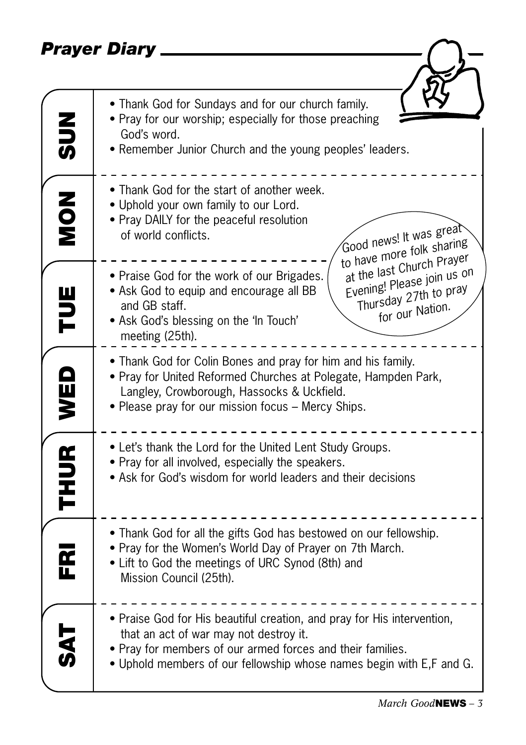# Prayer Diary

## SUN

- Thank God for Sundays and for our church family.
- Pray for our worship; especially for those preaching God's word.
- Remember Junior Church and the young peoples' leaders.

## MON

- Thank God for the start of another week.
- Uphold your own family to our Lord.
- Pray DAILY for the peaceful resolution of world conflicts.

> Good news! It was great to have more folk sharing at the last Church Prayer Evening! Please join us on Thursday 27th to pray for our Nation.

## TUE

- Praise God for the work of our Brigades.
- Ask God to equip and encourage all BB and GB staff.
- Ask God's blessing on the 'In Touch' meeting (25th).

## WED

- Thank God for Colin Bones and pray for him and his family.
- Pray for United Reformed Churches at Polegate, Hampden Park, Langley, Crowborough, Hassocks & Uckfield.
- Please pray for our mission focus – Mercy Ships.

## THUR

- Let's thank the Lord for the United Lent Study Groups.
- Pray for all involved, especially the speakers.
- Ask for God's wisdom for world leaders and their decisions

## FRI

- Thank God for all the gifts God has bestowed on our fellowship.
- Pray for the Women's World Day of Prayer on 7th March.
- Lift to God the meetings of URC Synod (8th) and Mission Council (25th).

## SAT

- Praise God for His beautiful creation, and pray for His intervention, that an act of war may not destroy it.
- Pray for members of our armed forces and their families.
- Uphold members of our fellowship whose names begin with E,F and G.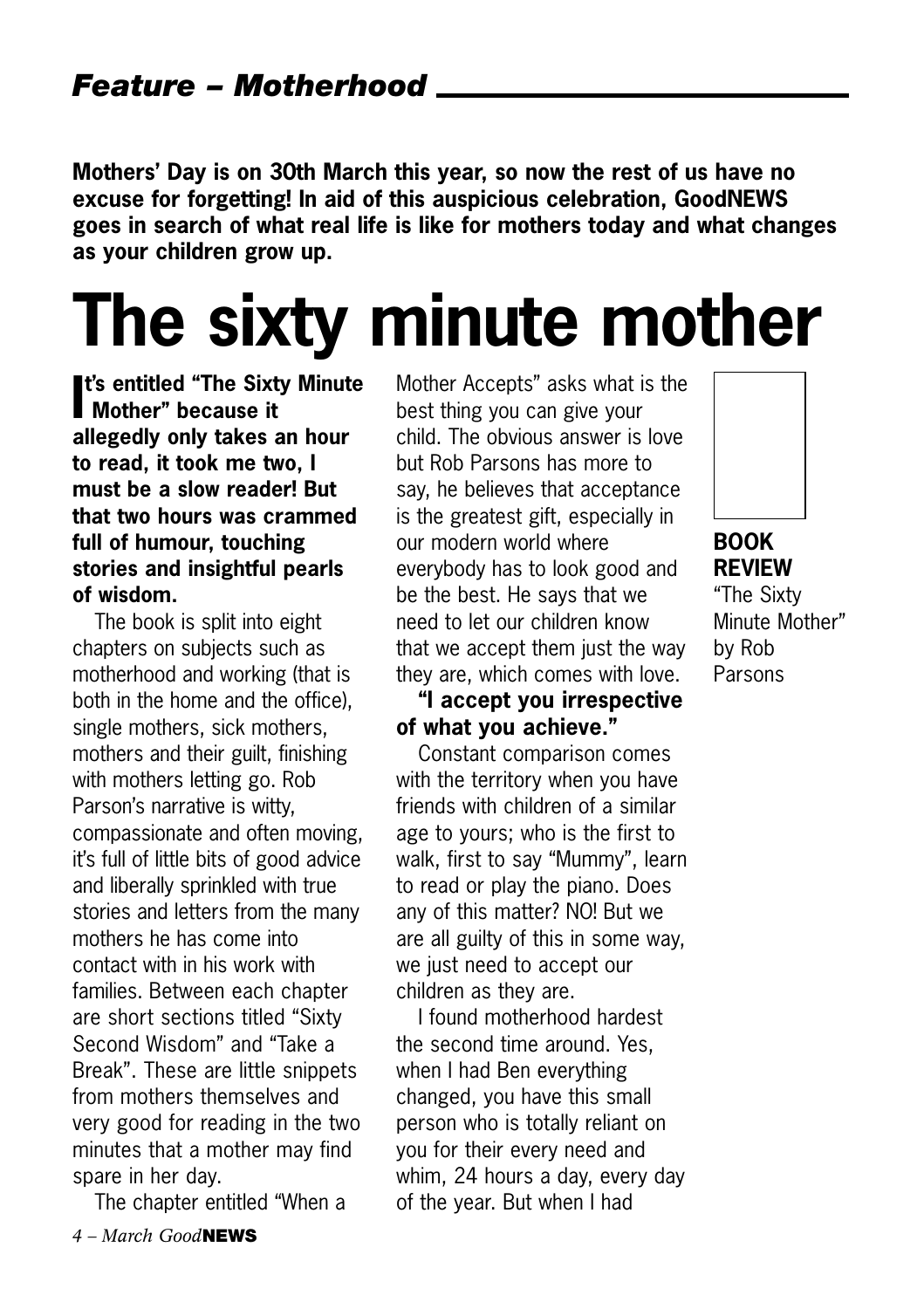## *Feature – Motherhood*

**Mothers' Day is on 30th March this year, so now the rest of us have no excuse for forgetting! In aid of this auspicious celebration, GoodNEWS goes in search of what real life is like for mothers today and what changes as your children grow up.**

# The sixty minute mother

**It's entitled "The Sixty Minute Mother" because it allegedly only takes an hour to read, it took me two, I must be a slow reader! But that two hours was crammed full of humour, touching stories and insightful pearls of wisdom.**

The book is split into eight chapters on subjects such as motherhood and working (that is both in the home and the office), single mothers, sick mothers, mothers and their guilt, finishing with mothers letting go. Rob Parson's narrative is witty, compassionate and often moving, it's full of little bits of good advice and liberally sprinkled with true stories and letters from the many mothers he has come into contact with in his work with families. Between each chapter are short sections titled "Sixty Second Wisdom" and "Take a Break". These are little snippets from mothers themselves and very good for reading in the two minutes that a mother may find spare in her day.

The chapter entitled "When a Mother Accepts" asks what is the best thing you can give your child. The obvious answer is love but Rob Parsons has more to say, he believes that acceptance is the greatest gift, especially in our modern world where everybody has to look good and be the best. He says that we need to let our children know that we accept them just the way they are, which comes with love.

**"I accept you irrespective of what you achieve."**

Constant comparison comes with the territory when you have friends with children of a similar age to yours; who is the first to walk, first to say "Mummy", learn to read or play the piano. Does any of this matter? NO! But we are all guilty of this in some way, we just need to accept our children as they are.

I found motherhood hardest the second time around. Yes, when I had Ben everything changed, you have this small person who is totally reliant on you for their every need and whim, 24 hours a day, every day of the year. But when I had

**BOOK REVIEW**
"The Sixty Minute Mother" by Rob Parsons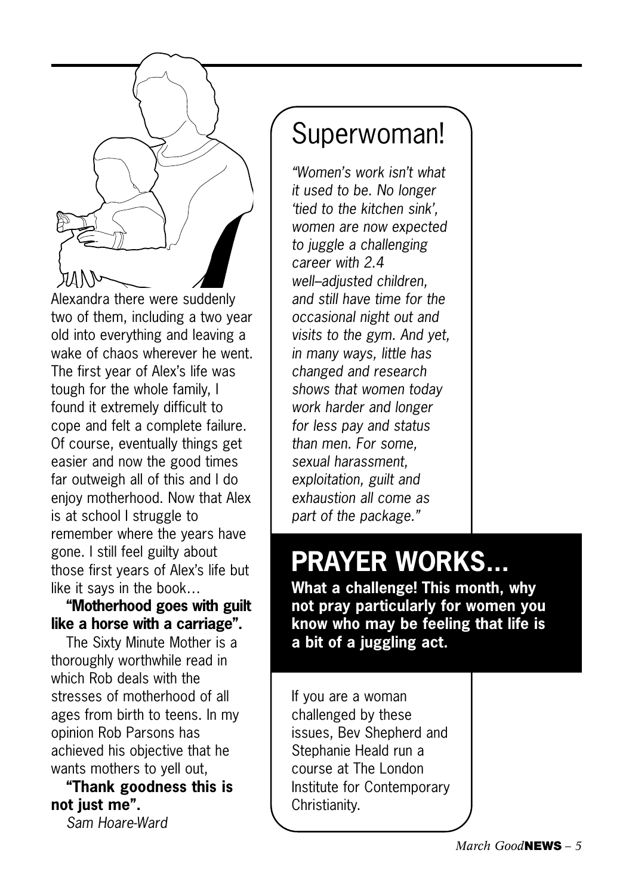Alexandra there were suddenly two of them, including a two year old into everything and leaving a wake of chaos wherever he went. The first year of Alex's life was tough for the whole family, I found it extremely difficult to cope and felt a complete failure. Of course, eventually things get easier and now the good times far outweigh all of this and I do enjoy motherhood. Now that Alex is at school I struggle to remember where the years have gone. I still feel guilty about those first years of Alex's life but like it says in the book…

**"Motherhood goes with guilt like a horse with a carriage".**

The Sixty Minute Mother is a thoroughly worthwhile read in which Rob deals with the stresses of motherhood of all ages from birth to teens. In my opinion Rob Parsons has achieved his objective that he wants mothers to yell out,

**"Thank goodness this is not just me".**

*Sam Hoare-Ward*

# Superwoman!

*"Women's work isn't what it used to be. No longer 'tied to the kitchen sink', women are now expected to juggle a challenging career with 2.4 well–adjusted children, and still have time for the occasional night out and visits to the gym. And yet, in many ways, little has changed and research shows that women today work harder and longer for less pay and status than men. For some, sexual harassment, exploitation, guilt and exhaustion all come as part of the package."*

## PRAYER WORKS…

**What a challenge! This month, why not pray particularly for women you know who may be feeling that life is a bit of a juggling act.**

If you are a woman challenged by these issues, Bev Shepherd and Stephanie Heald run a course at The London Institute for Contemporary Christianity.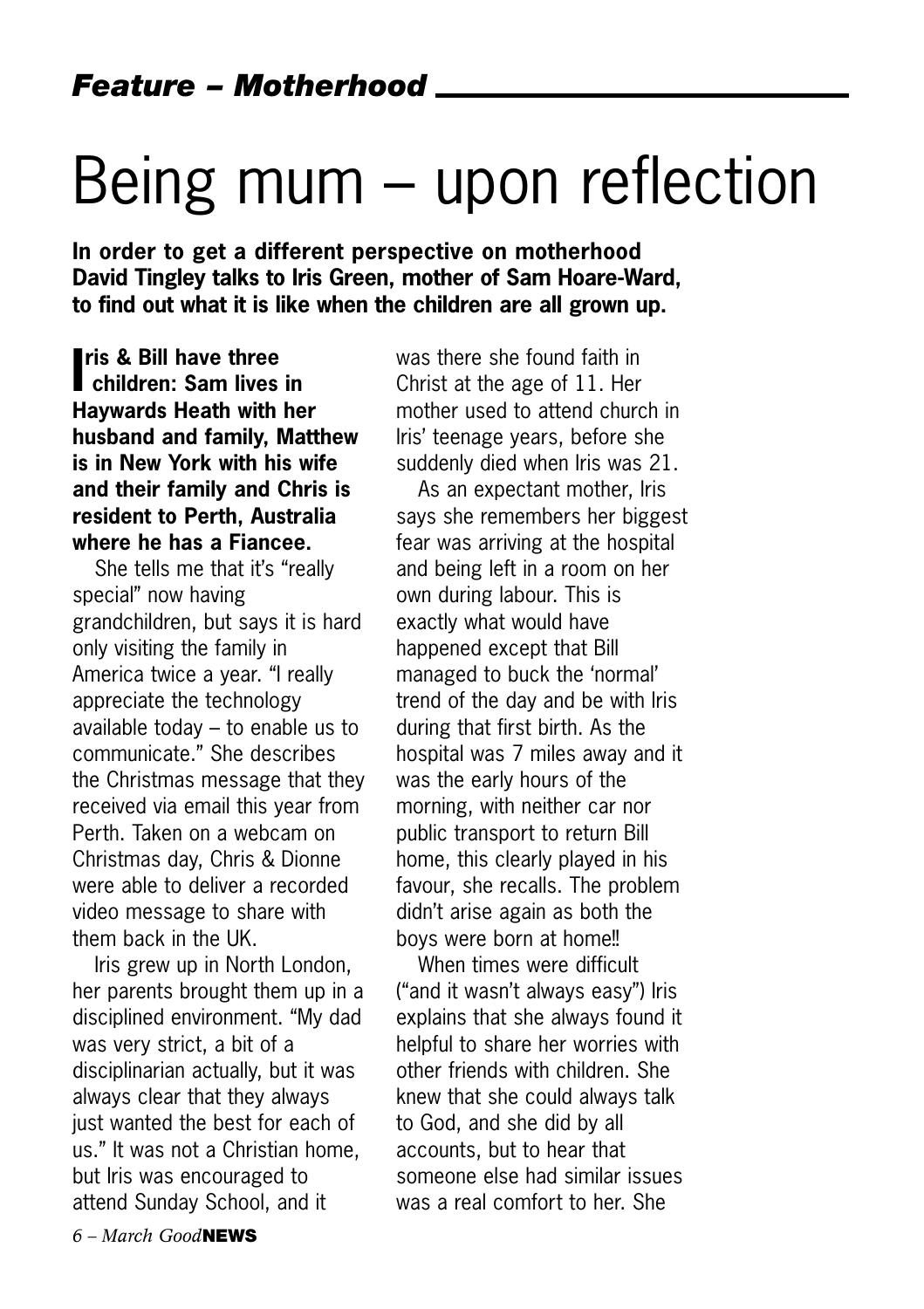*Feature – Motherhood*

# Being mum – upon reflection

**In order to get a different perspective on motherhood David Tingley talks to Iris Green, mother of Sam Hoare-Ward, to find out what it is like when the children are all grown up.**

**Iris & Bill have three children: Sam lives in Haywards Heath with her husband and family, Matthew is in New York with his wife and their family and Chris is resident to Perth, Australia where he has a Fiancee.**

She tells me that it's "really special" now having grandchildren, but says it is hard only visiting the family in America twice a year. "I really appreciate the technology available today – to enable us to communicate." She describes the Christmas message that they received via email this year from Perth. Taken on a webcam on Christmas day, Chris & Dionne were able to deliver a recorded video message to share with them back in the UK.

Iris grew up in North London, her parents brought them up in a disciplined environment. "My dad was very strict, a bit of a disciplinarian actually, but it was always clear that they always just wanted the best for each of us." It was not a Christian home, but Iris was encouraged to attend Sunday School, and it was there she found faith in Christ at the age of 11. Her mother used to attend church in Iris' teenage years, before she suddenly died when Iris was 21.

As an expectant mother, Iris says she remembers her biggest fear was arriving at the hospital and being left in a room on her own during labour. This is exactly what would have happened except that Bill managed to buck the 'normal' trend of the day and be with Iris during that first birth. As the hospital was 7 miles away and it was the early hours of the morning, with neither car nor public transport to return Bill home, this clearly played in his favour, she recalls. The problem didn't arise again as both the boys were born at home!!

When times were difficult ("and it wasn't always easy") Iris explains that she always found it helpful to share her worries with other friends with children. She knew that she could always talk to God, and she did by all accounts, but to hear that someone else had similar issues was a real comfort to her. She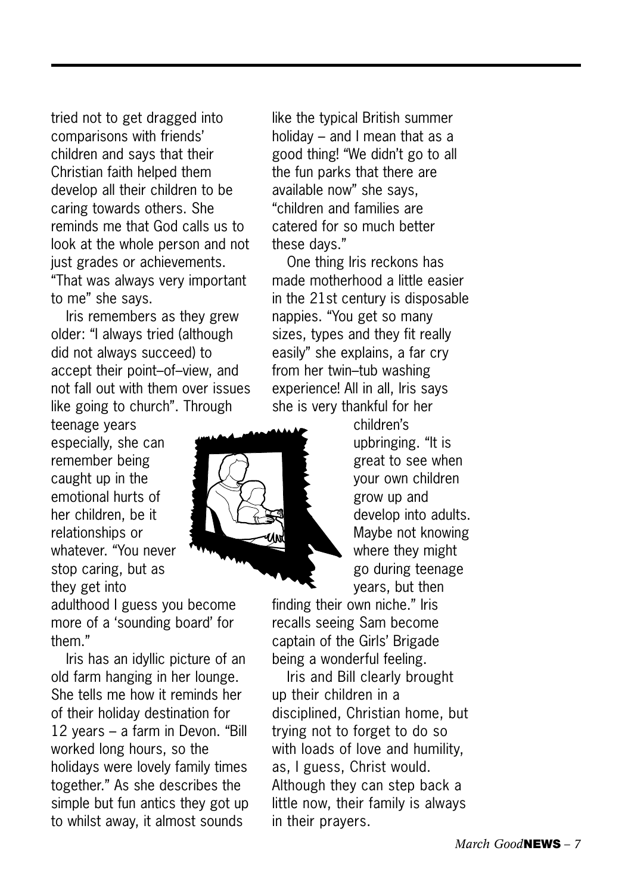tried not to get dragged into comparisons with friends' children and says that their Christian faith helped them develop all their children to be caring towards others. She reminds me that God calls us to look at the whole person and not just grades or achievements. "That was always very important to me" she says.

Iris remembers as they grew older: "I always tried (although did not always succeed) to accept their point–of–view, and not fall out with them over issues like going to church". Through teenage years especially, she can remember being caught up in the emotional hurts of her children, be it relationships or whatever. "You never stop caring, but as they get into adulthood I guess you become more of a 'sounding board' for them."

Iris has an idyllic picture of an old farm hanging in her lounge. She tells me how it reminds her of their holiday destination for 12 years – a farm in Devon. "Bill worked long hours, so the holidays were lovely family times together." As she describes the simple but fun antics they got up to whilst away, it almost sounds like the typical British summer holiday – and I mean that as a good thing! "We didn't go to all the fun parks that there are available now" she says, "children and families are catered for so much better these days."

One thing Iris reckons has made motherhood a little easier in the 21st century is disposable nappies. "You get so many sizes, types and they fit really easily" she explains, a far cry from her twin–tub washing experience! All in all, Iris says she is very thankful for her children's upbringing. "It is great to see when your own children grow up and develop into adults. Maybe not knowing where they might go during teenage years, but then finding their own niche." Iris recalls seeing Sam become captain of the Girls' Brigade being a wonderful feeling.

Iris and Bill clearly brought up their children in a disciplined, Christian home, but trying not to forget to do so with loads of love and humility, as, I guess, Christ would. Although they can step back a little now, their family is always in their prayers.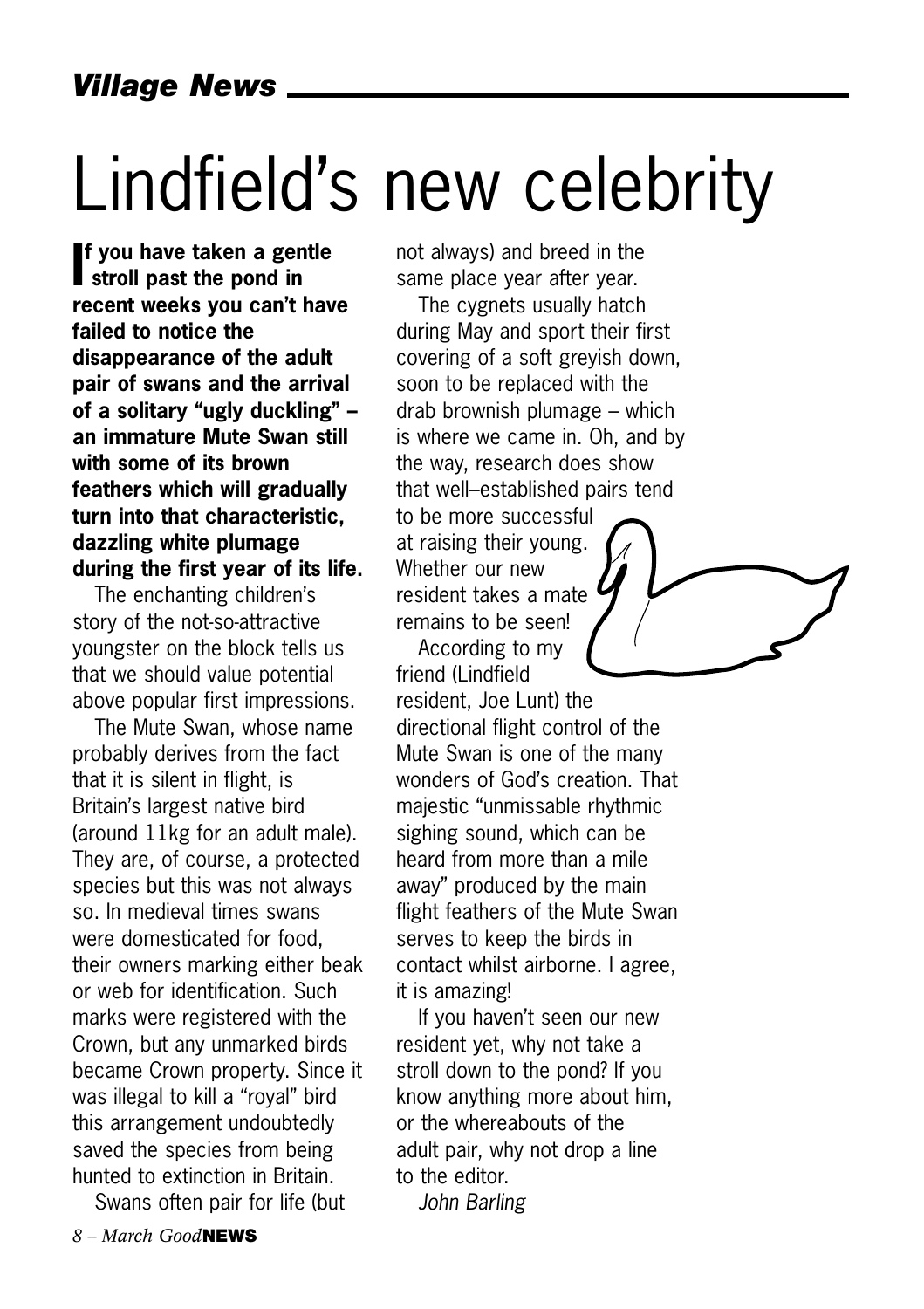*Village News*

# Lindfield's new celebrity

**If you have taken a gentle stroll past the pond in recent weeks you can't have failed to notice the disappearance of the adult pair of swans and the arrival of a solitary "ugly duckling" – an immature Mute Swan still with some of its brown feathers which will gradually turn into that characteristic, dazzling white plumage during the first year of its life.**

The enchanting children's story of the not-so-attractive youngster on the block tells us that we should value potential above popular first impressions.

The Mute Swan, whose name probably derives from the fact that it is silent in flight, is Britain's largest native bird (around 11kg for an adult male). They are, of course, a protected species but this was not always so. In medieval times swans were domesticated for food, their owners marking either beak or web for identification. Such marks were registered with the Crown, but any unmarked birds became Crown property. Since it was illegal to kill a "royal" bird this arrangement undoubtedly saved the species from being hunted to extinction in Britain.

Swans often pair for life (but not always) and breed in the same place year after year.

The cygnets usually hatch during May and sport their first covering of a soft greyish down, soon to be replaced with the drab brownish plumage – which is where we came in. Oh, and by the way, research does show that well–established pairs tend to be more successful at raising their young. Whether our new resident takes a mate remains to be seen!

According to my friend (Lindfield resident, Joe Lunt) the directional flight control of the Mute Swan is one of the many wonders of God's creation. That majestic "unmissable rhythmic sighing sound, which can be heard from more than a mile away" produced by the main flight feathers of the Mute Swan serves to keep the birds in contact whilst airborne. I agree, it is amazing!

If you haven't seen our new resident yet, why not take a stroll down to the pond? If you know anything more about him, or the whereabouts of the adult pair, why not drop a line to the editor.

*John Barling*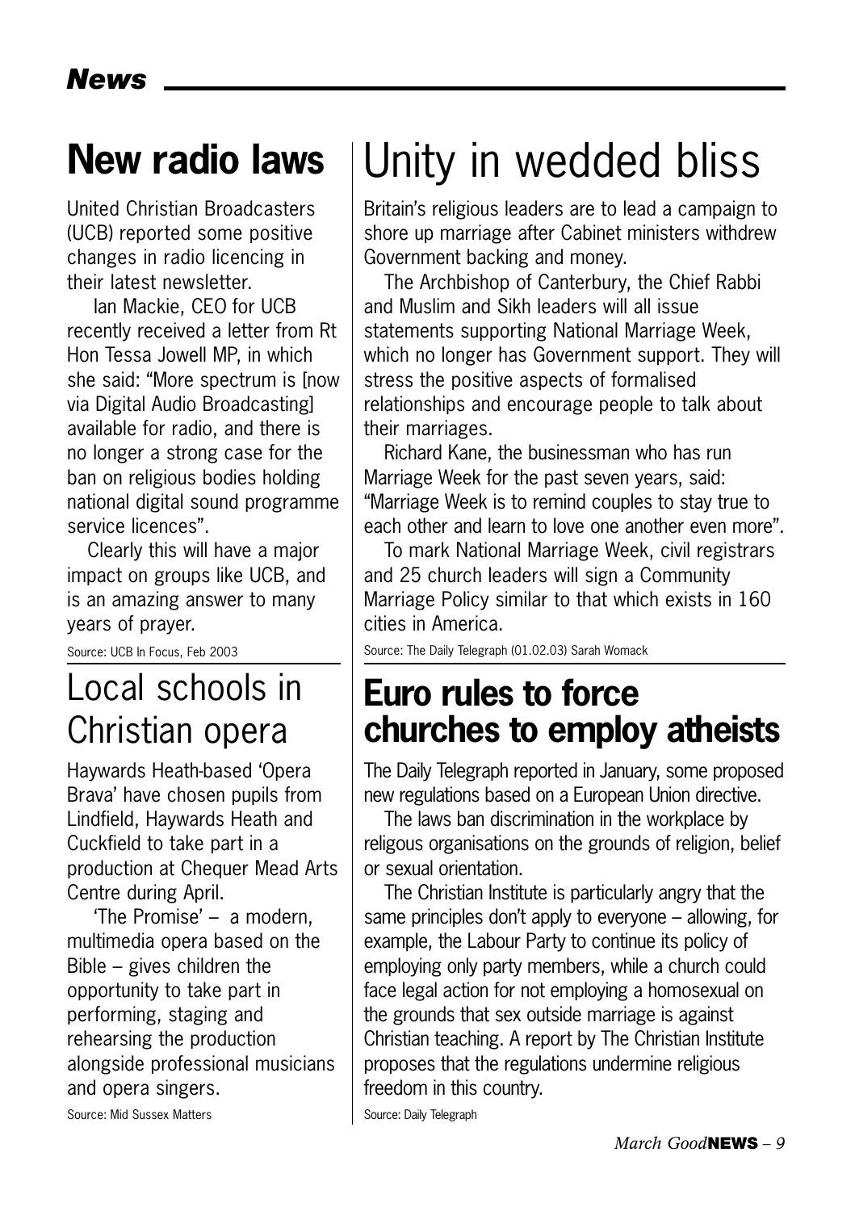## News

## New radio laws

United Christian Broadcasters (UCB) reported some positive changes in radio licencing in their latest newsletter.

Ian Mackie, CEO for UCB recently received a letter from Rt Hon Tessa Jowell MP, in which she said: "More spectrum is [now via Digital Audio Broadcasting] available for radio, and there is no longer a strong case for the ban on religious bodies holding national digital sound programme service licences".

Clearly this will have a major impact on groups like UCB, and is an amazing answer to many years of prayer.

Source: UCB In Focus, Feb 2003

## Local schools in Christian opera

Haywards Heath-based 'Opera Brava' have chosen pupils from Lindfield, Haywards Heath and Cuckfield to take part in a production at Chequer Mead Arts Centre during April.

'The Promise' – a modern, multimedia opera based on the Bible – gives children the opportunity to take part in performing, staging and rehearsing the production alongside professional musicians and opera singers.

Source: Mid Sussex Matters

## Unity in wedded bliss

Britain's religious leaders are to lead a campaign to shore up marriage after Cabinet ministers withdrew Government backing and money.

The Archbishop of Canterbury, the Chief Rabbi and Muslim and Sikh leaders will all issue statements supporting National Marriage Week, which no longer has Government support. They will stress the positive aspects of formalised relationships and encourage people to talk about their marriages.

Richard Kane, the businessman who has run Marriage Week for the past seven years, said: "Marriage Week is to remind couples to stay true to each other and learn to love one another even more".

To mark National Marriage Week, civil registrars and 25 church leaders will sign a Community Marriage Policy similar to that which exists in 160 cities in America.

Source: The Daily Telegraph (01.02.03) Sarah Womack

## Euro rules to force churches to employ atheists

The Daily Telegraph reported in January, some proposed new regulations based on a European Union directive.

The laws ban discrimination in the workplace by religous organisations on the grounds of religion, belief or sexual orientation.

The Christian Institute is particularly angry that the same principles don't apply to everyone – allowing, for example, the Labour Party to continue its policy of employing only party members, while a church could face legal action for not employing a homosexual on the grounds that sex outside marriage is against Christian teaching. A report by The Christian Institute proposes that the regulations undermine religious freedom in this country.

Source: Daily Telegraph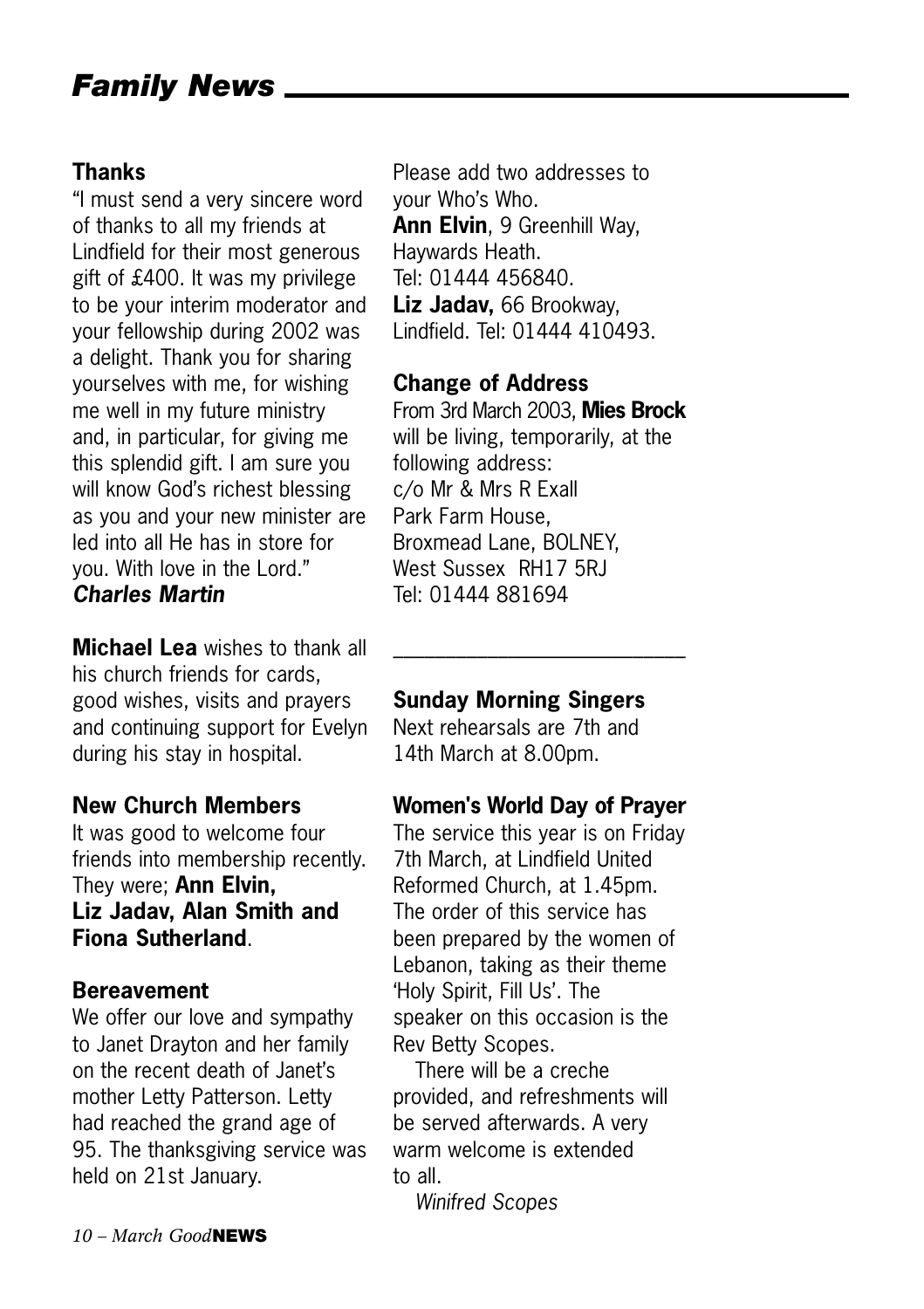# *Family News*

### Thanks

"I must send a very sincere word of thanks to all my friends at Lindfield for their most generous gift of £400. It was my privilege to be your interim moderator and your fellowship during 2002 was a delight. Thank you for sharing yourselves with me, for wishing me well in my future ministry and, in particular, for giving me this splendid gift. I am sure you will know God's richest blessing as you and your new minister are led into all He has in store for you. With love in the Lord."
***Charles Martin***

**Michael Lea** wishes to thank all his church friends for cards, good wishes, visits and prayers and continuing support for Evelyn during his stay in hospital.

### New Church Members

It was good to welcome four friends into membership recently. They were; **Ann Elvin, Liz Jadav, Alan Smith and Fiona Sutherland**.

### Bereavement

We offer our love and sympathy to Janet Drayton and her family on the recent death of Janet's mother Letty Patterson. Letty had reached the grand age of 95. The thanksgiving service was held on 21st January.

Please add two addresses to your Who's Who.
**Ann Elvin**, 9 Greenhill Way, Haywards Heath.
Tel: 01444 456840.
**Liz Jadav,** 66 Brookway, Lindfield. Tel: 01444 410493.

### Change of Address

From 3rd March 2003, **Mies Brock** will be living, temporarily, at the following address:
c/o Mr & Mrs R Exall
Park Farm House,
Broxmead Lane, BOLNEY,
West Sussex RH17 5RJ
Tel: 01444 881694

---

### Sunday Morning Singers

Next rehearsals are 7th and 14th March at 8.00pm.

### Women's World Day of Prayer

The service this year is on Friday 7th March, at Lindfield United Reformed Church, at 1.45pm. The order of this service has been prepared by the women of Lebanon, taking as their theme 'Holy Spirit, Fill Us'. The speaker on this occasion is the Rev Betty Scopes.

There will be a creche provided, and refreshments will be served afterwards. A very warm welcome is extended to all.

*Winifred Scopes*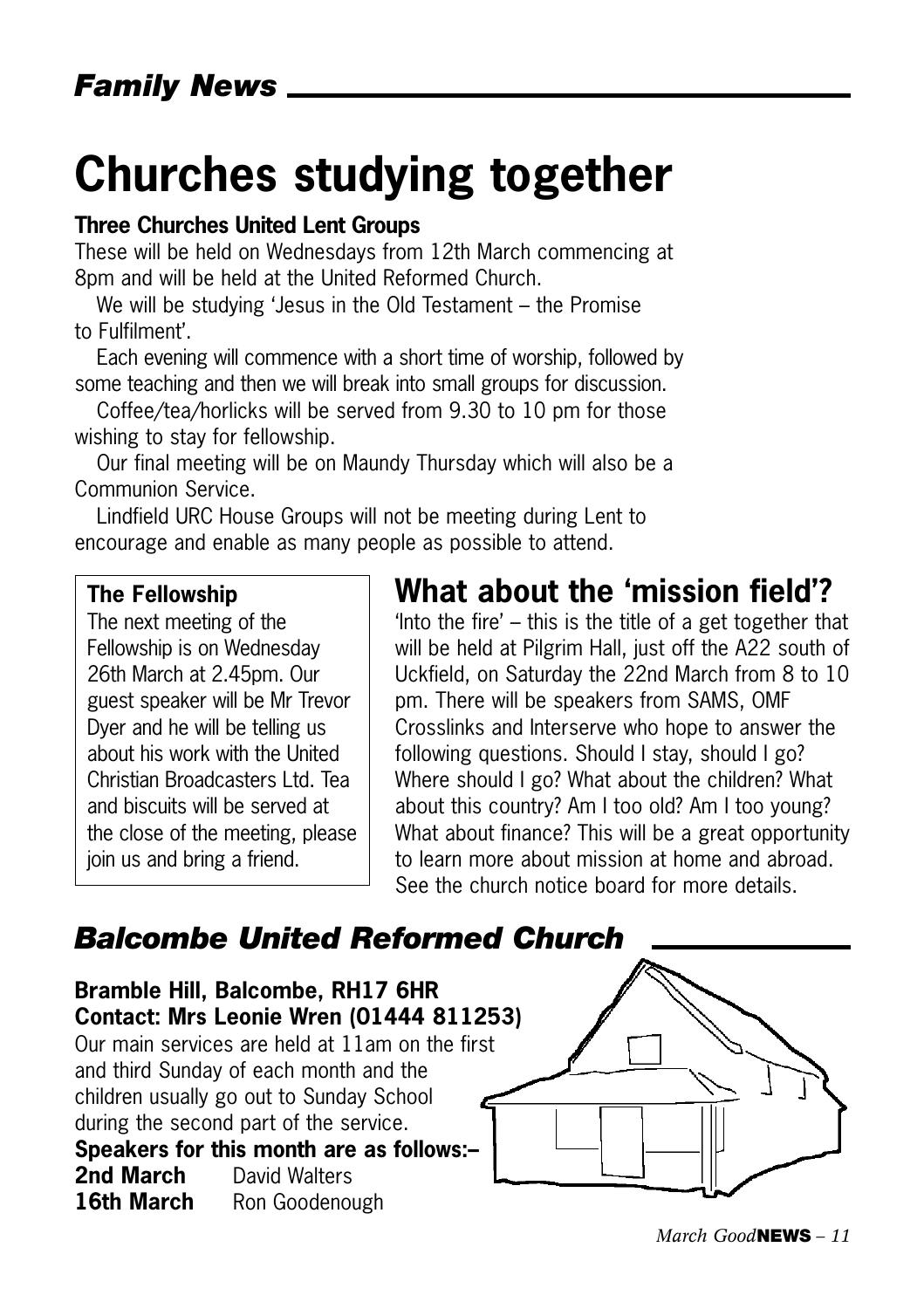## *Family News*

# Churches studying together

**Three Churches United Lent Groups**

These will be held on Wednesdays from 12th March commencing at 8pm and will be held at the United Reformed Church.

We will be studying 'Jesus in the Old Testament – the Promise to Fulfilment'.

Each evening will commence with a short time of worship, followed by some teaching and then we will break into small groups for discussion.

Coffee/tea/horlicks will be served from 9.30 to 10 pm for those wishing to stay for fellowship.

Our final meeting will be on Maundy Thursday which will also be a Communion Service.

Lindfield URC House Groups will not be meeting during Lent to encourage and enable as many people as possible to attend.

**The Fellowship**

The next meeting of the Fellowship is on Wednesday 26th March at 2.45pm. Our guest speaker will be Mr Trevor Dyer and he will be telling us about his work with the United Christian Broadcasters Ltd. Tea and biscuits will be served at the close of the meeting, please join us and bring a friend.

## What about the 'mission field'?

'Into the fire' – this is the title of a get together that will be held at Pilgrim Hall, just off the A22 south of Uckfield, on Saturday the 22nd March from 8 to 10 pm. There will be speakers from SAMS, OMF Crosslinks and Interserve who hope to answer the following questions. Should I stay, should I go? Where should I go? What about the children? What about this country? Am I too old? Am I too young? What about finance? This will be a great opportunity to learn more about mission at home and abroad. See the church notice board for more details.

## *Balcombe United Reformed Church*

**Bramble Hill, Balcombe, RH17 6HR**
**Contact: Mrs Leonie Wren (01444 811253)**

Our main services are held at 11am on the first and third Sunday of each month and the children usually go out to Sunday School during the second part of the service.

**Speakers for this month are as follows:–**

**2nd March** David Walters
**16th March** Ron Goodenough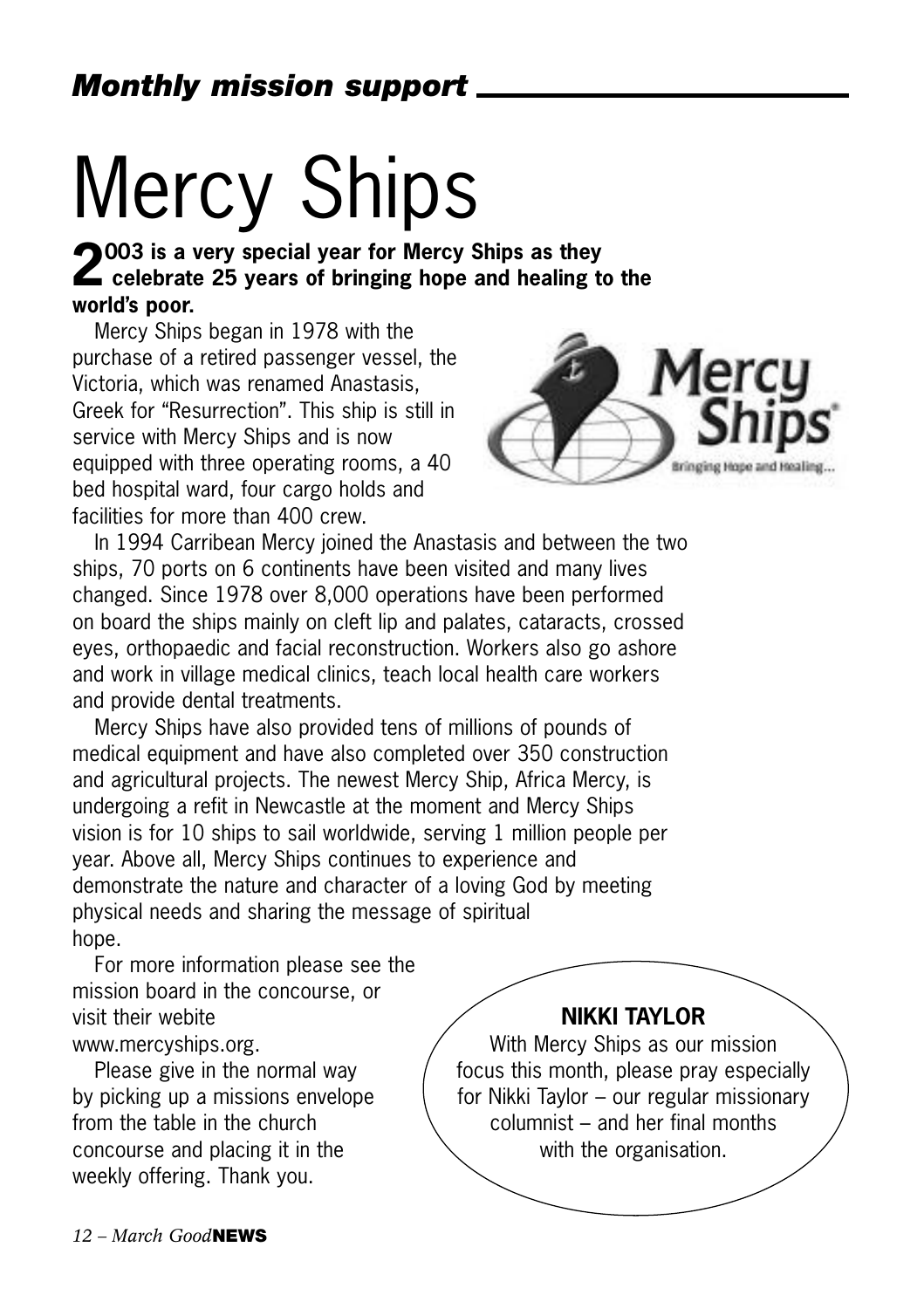## *Monthly mission support*

# Mercy Ships

**2003 is a very special year for Mercy Ships as they celebrate 25 years of bringing hope and healing to the world's poor.**

Mercy Ships began in 1978 with the purchase of a retired passenger vessel, the Victoria, which was renamed Anastasis, Greek for "Resurrection". This ship is still in service with Mercy Ships and is now equipped with three operating rooms, a 40 bed hospital ward, four cargo holds and facilities for more than 400 crew.

In 1994 Carribean Mercy joined the Anastasis and between the two ships, 70 ports on 6 continents have been visited and many lives changed. Since 1978 over 8,000 operations have been performed on board the ships mainly on cleft lip and palates, cataracts, crossed eyes, orthopaedic and facial reconstruction. Workers also go ashore and work in village medical clinics, teach local health care workers and provide dental treatments.

Mercy Ships have also provided tens of millions of pounds of medical equipment and have also completed over 350 construction and agricultural projects. The newest Mercy Ship, Africa Mercy, is undergoing a refit in Newcastle at the moment and Mercy Ships vision is for 10 ships to sail worldwide, serving 1 million people per year. Above all, Mercy Ships continues to experience and demonstrate the nature and character of a loving God by meeting physical needs and sharing the message of spiritual hope.

For more information please see the mission board in the concourse, or visit their webite www.mercyships.org.

Please give in the normal way by picking up a missions envelope from the table in the church concourse and placing it in the weekly offering. Thank you.

**NIKKI TAYLOR**

With Mercy Ships as our mission focus this month, please pray especially for Nikki Taylor – our regular missionary columnist – and her final months with the organisation.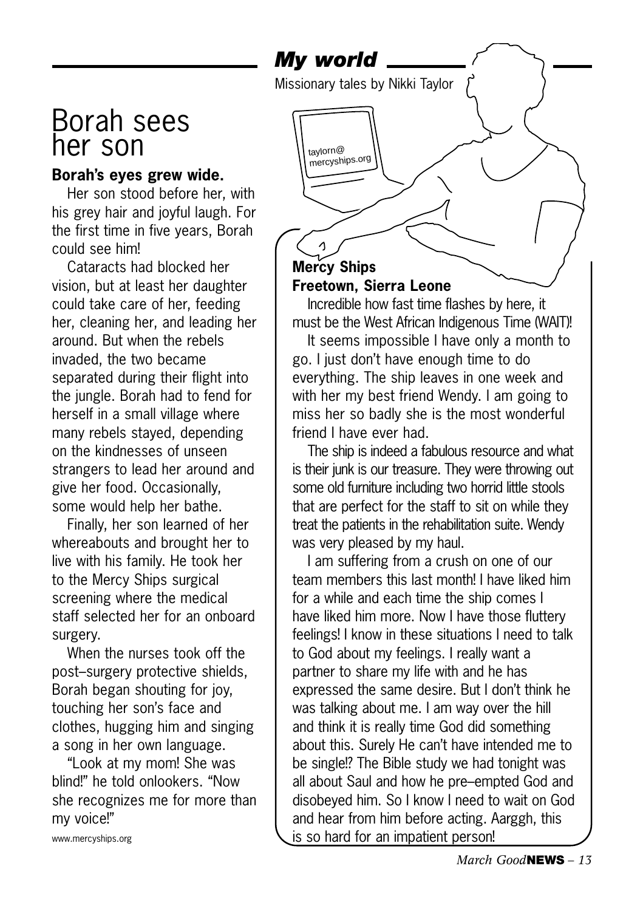## My world

Missionary tales by Nikki Taylor

# Borah sees her son

**Borah's eyes grew wide.**

Her son stood before her, with his grey hair and joyful laugh. For the first time in five years, Borah could see him!

Cataracts had blocked her vision, but at least her daughter could take care of her, feeding her, cleaning her, and leading her around. But when the rebels invaded, the two became separated during their flight into the jungle. Borah had to fend for herself in a small village where many rebels stayed, depending on the kindnesses of unseen strangers to lead her around and give her food. Occasionally, some would help her bathe.

Finally, her son learned of her whereabouts and brought her to live with his family. He took her to the Mercy Ships surgical screening where the medical staff selected her for an onboard surgery.

When the nurses took off the post–surgery protective shields, Borah began shouting for joy, touching her son's face and clothes, hugging him and singing a song in her own language.

"Look at my mom! She was blind!" he told onlookers. "Now she recognizes me for more than my voice!"

www.mercyships.org

taylorn@mercyships.org

**Mercy Ships**
**Freetown, Sierra Leone**

Incredible how fast time flashes by here, it must be the West African Indigenous Time (WAIT)!

It seems impossible I have only a month to go. I just don't have enough time to do everything. The ship leaves in one week and with her my best friend Wendy. I am going to miss her so badly she is the most wonderful friend I have ever had.

The ship is indeed a fabulous resource and what is their junk is our treasure. They were throwing out some old furniture including two horrid little stools that are perfect for the staff to sit on while they treat the patients in the rehabilitation suite. Wendy was very pleased by my haul.

I am suffering from a crush on one of our team members this last month! I have liked him for a while and each time the ship comes I have liked him more. Now I have those fluttery feelings! I know in these situations I need to talk to God about my feelings. I really want a partner to share my life with and he has expressed the same desire. But I don't think he was talking about me. I am way over the hill and think it is really time God did something about this. Surely He can't have intended me to be single!? The Bible study we had tonight was all about Saul and how he pre–empted God and disobeyed him. So I know I need to wait on God and hear from him before acting. Aarggh, this is so hard for an impatient person!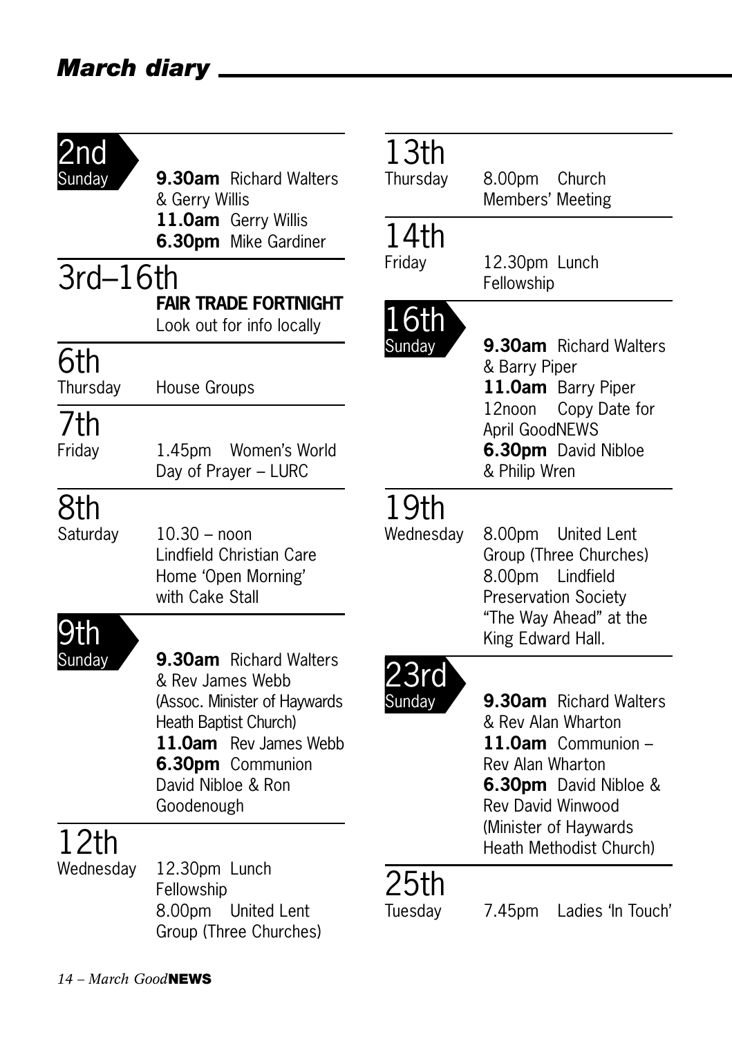## March diary

**2nd**
Sunday

**9.30am** Richard Walters & Gerry Willis
**11.0am** Gerry Willis
**6.30pm** Mike Gardiner

**3rd–16th**

**FAIR TRADE FORTNIGHT**
Look out for info locally

**6th**
Thursday

House Groups

**7th**
Friday

1.45pm Women's World Day of Prayer – LURC

**8th**
Saturday

10.30 – noon Lindfield Christian Care Home 'Open Morning' with Cake Stall

**9th**
Sunday

**9.30am** Richard Walters & Rev James Webb (Assoc. Minister of Haywards Heath Baptist Church)
**11.0am** Rev James Webb
**6.30pm** Communion David Nibloe & Ron Goodenough

**12th**
Wednesday

12.30pm Lunch Fellowship
8.00pm United Lent Group (Three Churches)

**13th**
Thursday

8.00pm Church Members' Meeting

**14th**
Friday

12.30pm Lunch Fellowship

**16th**
Sunday

**9.30am** Richard Walters & Barry Piper
**11.0am** Barry Piper
12noon Copy Date for April GoodNEWS
**6.30pm** David Nibloe & Philip Wren

**19th**
Wednesday

8.00pm United Lent Group (Three Churches)
8.00pm Lindfield Preservation Society "The Way Ahead" at the King Edward Hall.

**23rd**
Sunday

**9.30am** Richard Walters & Rev Alan Wharton
**11.0am** Communion – Rev Alan Wharton
**6.30pm** David Nibloe & Rev David Winwood (Minister of Haywards Heath Methodist Church)

**25th**
Tuesday

7.45pm Ladies 'In Touch'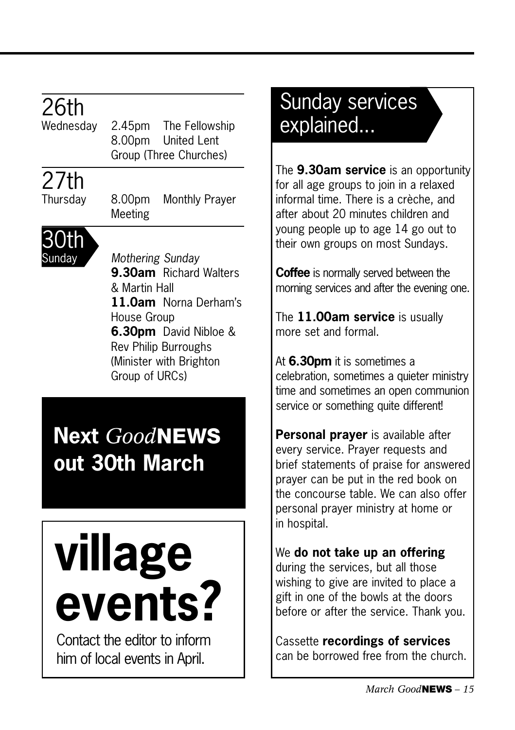## 26th
Wednesday

2.45pm The Fellowship
8.00pm United Lent Group (Three Churches)

## 27th
Thursday

8.00pm Monthly Prayer Meeting

## 30th
Sunday

*Mothering Sunday*
**9.30am** Richard Walters & Martin Hall
**11.0am** Norna Derham's House Group
**6.30pm** David Nibloe & Rev Philip Burroughs (Minister with Brighton Group of URCs)

**Next *Good*NEWS out 30th March**

# village events?

Contact the editor to inform him of local events in April.

## Sunday services explained...

The **9.30am service** is an opportunity for all age groups to join in a relaxed informal time. There is a crèche, and after about 20 minutes children and young people up to age 14 go out to their own groups on most Sundays.

**Coffee** is normally served between the morning services and after the evening one.

The **11.00am service** is usually more set and formal.

At **6.30pm** it is sometimes a celebration, sometimes a quieter ministry time and sometimes an open communion service or something quite different!

**Personal prayer** is available after every service. Prayer requests and brief statements of praise for answered prayer can be put in the red book on the concourse table. We can also offer personal prayer ministry at home or in hospital.

We **do not take up an offering** during the services, but all those wishing to give are invited to place a gift in one of the bowls at the doors before or after the service. Thank you.

Cassette **recordings of services** can be borrowed free from the church.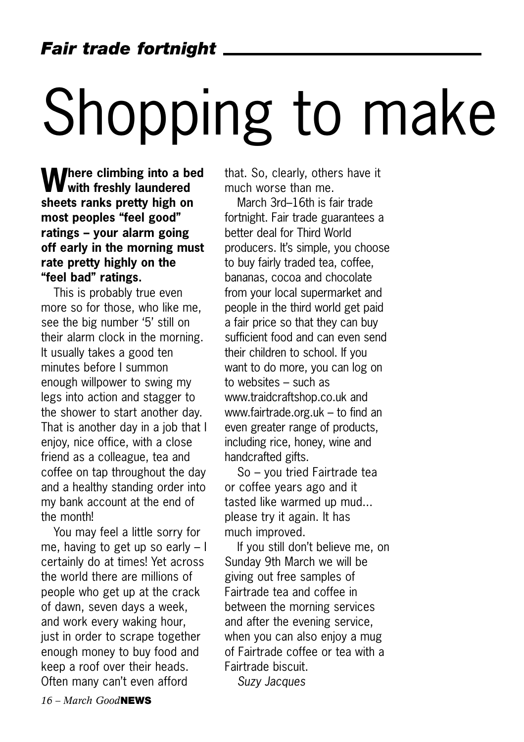*Fair trade fortnight*

# Shopping to make

**Where climbing into a bed with freshly laundered sheets ranks pretty high on most peoples "feel good" ratings – your alarm going off early in the morning must rate pretty highly on the "feel bad" ratings.**

This is probably true even more so for those, who like me, see the big number '5' still on their alarm clock in the morning. It usually takes a good ten minutes before I summon enough willpower to swing my legs into action and stagger to the shower to start another day. That is another day in a job that I enjoy, nice office, with a close friend as a colleague, tea and coffee on tap throughout the day and a healthy standing order into my bank account at the end of the month!

You may feel a little sorry for me, having to get up so early – I certainly do at times! Yet across the world there are millions of people who get up at the crack of dawn, seven days a week, and work every waking hour, just in order to scrape together enough money to buy food and keep a roof over their heads. Often many can't even afford that. So, clearly, others have it much worse than me.

March 3rd–16th is fair trade fortnight. Fair trade guarantees a better deal for Third World producers. It's simple, you choose to buy fairly traded tea, coffee, bananas, cocoa and chocolate from your local supermarket and people in the third world get paid a fair price so that they can buy sufficient food and can even send their children to school. If you want to do more, you can log on to websites – such as www.traidcraftshop.co.uk and www.fairtrade.org.uk – to find an even greater range of products, including rice, honey, wine and handcrafted gifts.

So – you tried Fairtrade tea or coffee years ago and it tasted like warmed up mud... please try it again. It has much improved.

If you still don't believe me, on Sunday 9th March we will be giving out free samples of Fairtrade tea and coffee in between the morning services and after the evening service, when you can also enjoy a mug of Fairtrade coffee or tea with a Fairtrade biscuit.

*Suzy Jacques*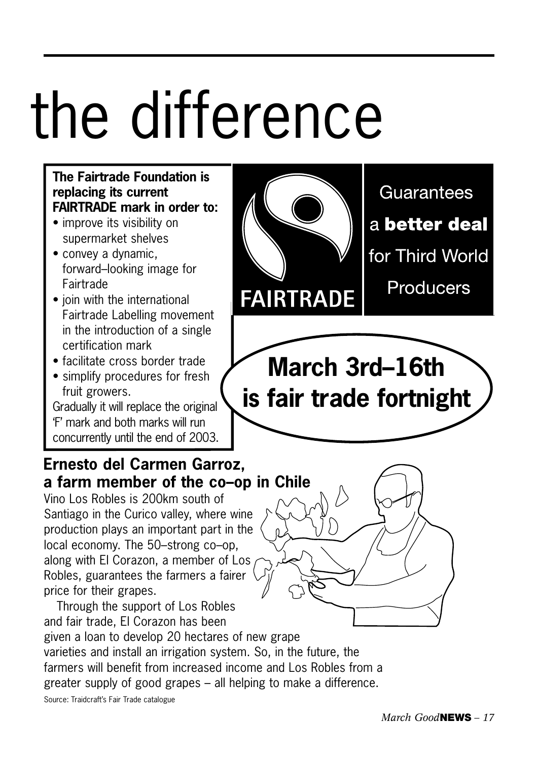# the difference

**The Fairtrade Foundation is replacing its current FAIRTRADE mark in order to:**

- improve its visibility on supermarket shelves
- convey a dynamic, forward–looking image for Fairtrade
- join with the international Fairtrade Labelling movement in the introduction of a single certification mark
- facilitate cross border trade
- simplify procedures for fresh fruit growers.

Gradually it will replace the original 'F' mark and both marks will run concurrently until the end of 2003.

FAIRTRADE

Guarantees a **better deal** for Third World Producers

**March 3rd–16th is fair trade fortnight**

## Ernesto del Carmen Garroz, a farm member of the co–op in Chile

Vino Los Robles is 200km south of Santiago in the Curico valley, where wine production plays an important part in the local economy. The 50–strong co–op, along with El Corazon, a member of Los Robles, guarantees the farmers a fairer price for their grapes.

Through the support of Los Robles and fair trade, El Corazon has been given a loan to develop 20 hectares of new grape varieties and install an irrigation system. So, in the future, the farmers will benefit from increased income and Los Robles from a greater supply of good grapes – all helping to make a difference.

Source: Traidcraft's Fair Trade catalogue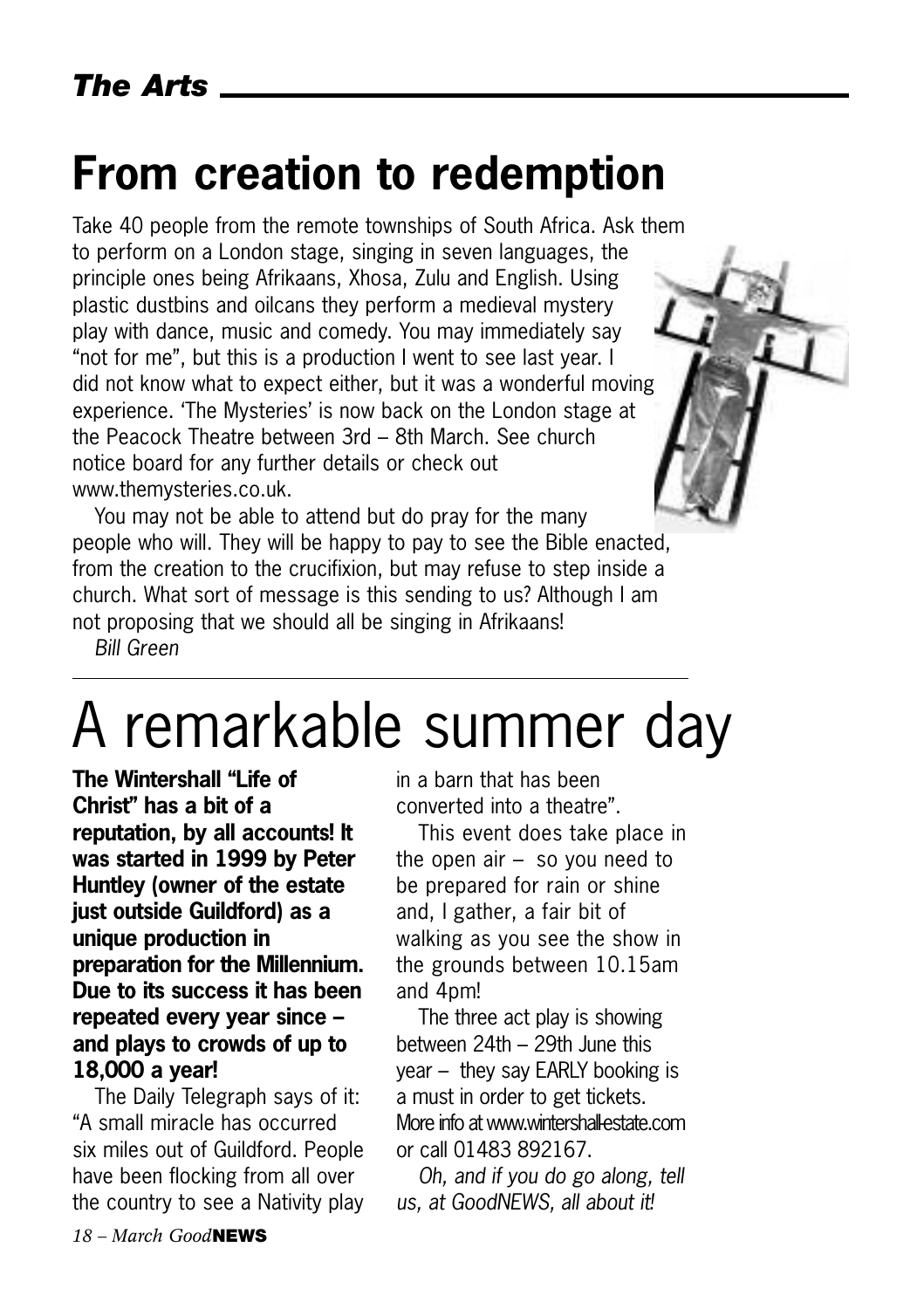*The Arts*

# From creation to redemption

Take 40 people from the remote townships of South Africa. Ask them to perform on a London stage, singing in seven languages, the principle ones being Afrikaans, Xhosa, Zulu and English. Using plastic dustbins and oilcans they perform a medieval mystery play with dance, music and comedy. You may immediately say "not for me", but this is a production I went to see last year. I did not know what to expect either, but it was a wonderful moving experience. 'The Mysteries' is now back on the London stage at the Peacock Theatre between 3rd – 8th March. See church notice board for any further details or check out www.themysteries.co.uk.

You may not be able to attend but do pray for the many people who will. They will be happy to pay to see the Bible enacted, from the creation to the crucifixion, but may refuse to step inside a church. What sort of message is this sending to us? Although I am not proposing that we should all be singing in Afrikaans!

*Bill Green*

---

# A remarkable summer day

**The Wintershall "Life of Christ" has a bit of a reputation, by all accounts! It was started in 1999 by Peter Huntley (owner of the estate just outside Guildford) as a unique production in preparation for the Millennium. Due to its success it has been repeated every year since – and plays to crowds of up to 18,000 a year!**

The Daily Telegraph says of it: "A small miracle has occurred six miles out of Guildford. People have been flocking from all over the country to see a Nativity play in a barn that has been converted into a theatre".

This event does take place in the open air – so you need to be prepared for rain or shine and, I gather, a fair bit of walking as you see the show in the grounds between 10.15am and 4pm!

The three act play is showing between 24th – 29th June this year – they say EARLY booking is a must in order to get tickets. More info at www.wintershall-estate.com or call 01483 892167.

*Oh, and if you do go along, tell us, at GoodNEWS, all about it!*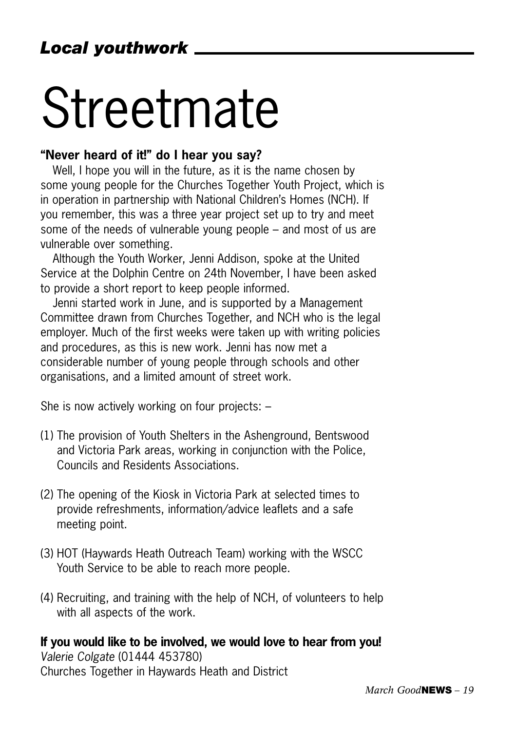*Local youthwork*

# Streetmate

**"Never heard of it!" do I hear you say?**

Well, I hope you will in the future, as it is the name chosen by some young people for the Churches Together Youth Project, which is in operation in partnership with National Children's Homes (NCH). If you remember, this was a three year project set up to try and meet some of the needs of vulnerable young people – and most of us are vulnerable over something.

Although the Youth Worker, Jenni Addison, spoke at the United Service at the Dolphin Centre on 24th November, I have been asked to provide a short report to keep people informed.

Jenni started work in June, and is supported by a Management Committee drawn from Churches Together, and NCH who is the legal employer. Much of the first weeks were taken up with writing policies and procedures, as this is new work. Jenni has now met a considerable number of young people through schools and other organisations, and a limited amount of street work.

She is now actively working on four projects: –

(1) The provision of Youth Shelters in the Ashenground, Bentswood and Victoria Park areas, working in conjunction with the Police, Councils and Residents Associations.

(2) The opening of the Kiosk in Victoria Park at selected times to provide refreshments, information/advice leaflets and a safe meeting point.

(3) HOT (Haywards Heath Outreach Team) working with the WSCC Youth Service to be able to reach more people.

(4) Recruiting, and training with the help of NCH, of volunteers to help with all aspects of the work.

**If you would like to be involved, we would love to hear from you!**
*Valerie Colgate* (01444 453780)
Churches Together in Haywards Heath and District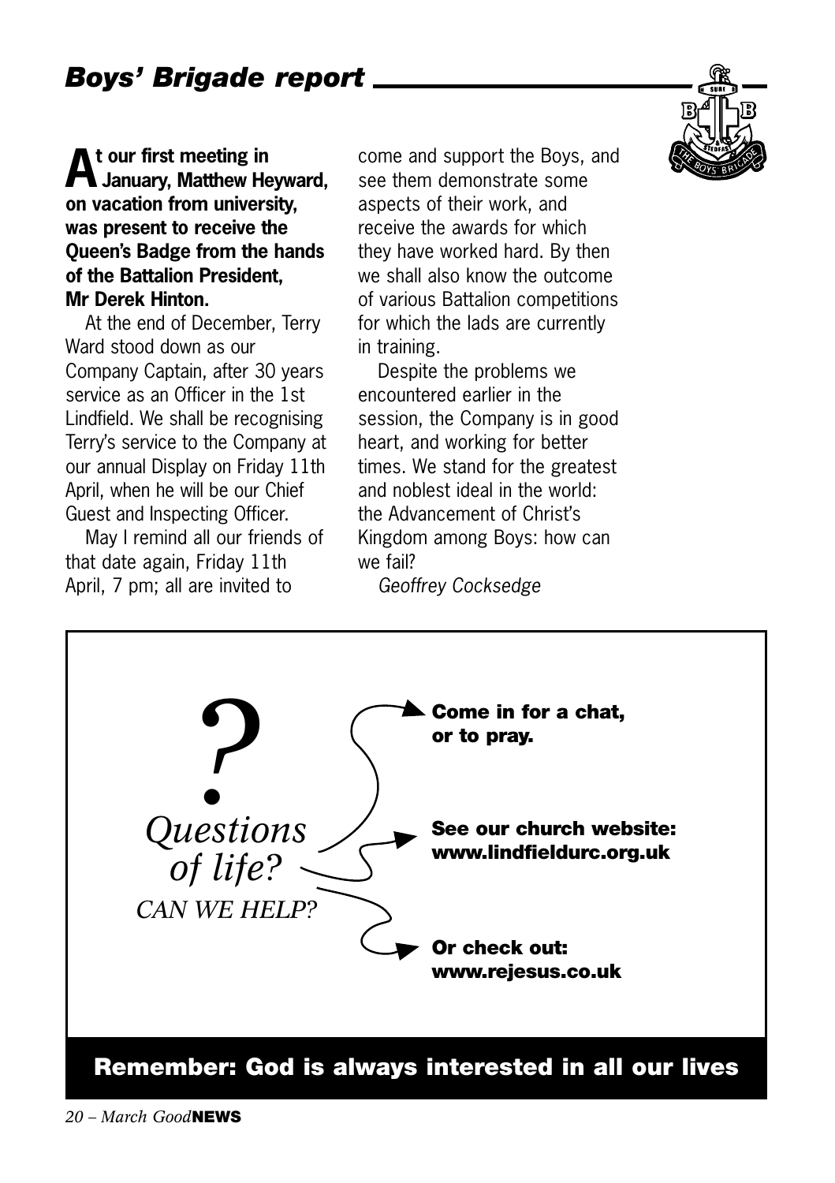## *Boys' Brigade report*

**At our first meeting in January, Matthew Heyward, on vacation from university, was present to receive the Queen's Badge from the hands of the Battalion President, Mr Derek Hinton.**

At the end of December, Terry Ward stood down as our Company Captain, after 30 years service as an Officer in the 1st Lindfield. We shall be recognising Terry's service to the Company at our annual Display on Friday 11th April, when he will be our Chief Guest and Inspecting Officer.

May I remind all our friends of that date again, Friday 11th April, 7 pm; all are invited to come and support the Boys, and see them demonstrate some aspects of their work, and receive the awards for which they have worked hard. By then we shall also know the outcome of various Battalion competitions for which the lads are currently in training.

Despite the problems we encountered earlier in the session, the Company is in good heart, and working for better times. We stand for the greatest and noblest ideal in the world: the Advancement of Christ's Kingdom among Boys: how can we fail?

*Geoffrey Cocksedge*

---

*?*

*Questions of life?*

*CAN WE HELP?*

**Come in for a chat, or to pray.**

**See our church website: www.lindfieldurc.org.uk**

**Or check out: www.rejesus.co.uk**

**Remember: God is always interested in all our lives**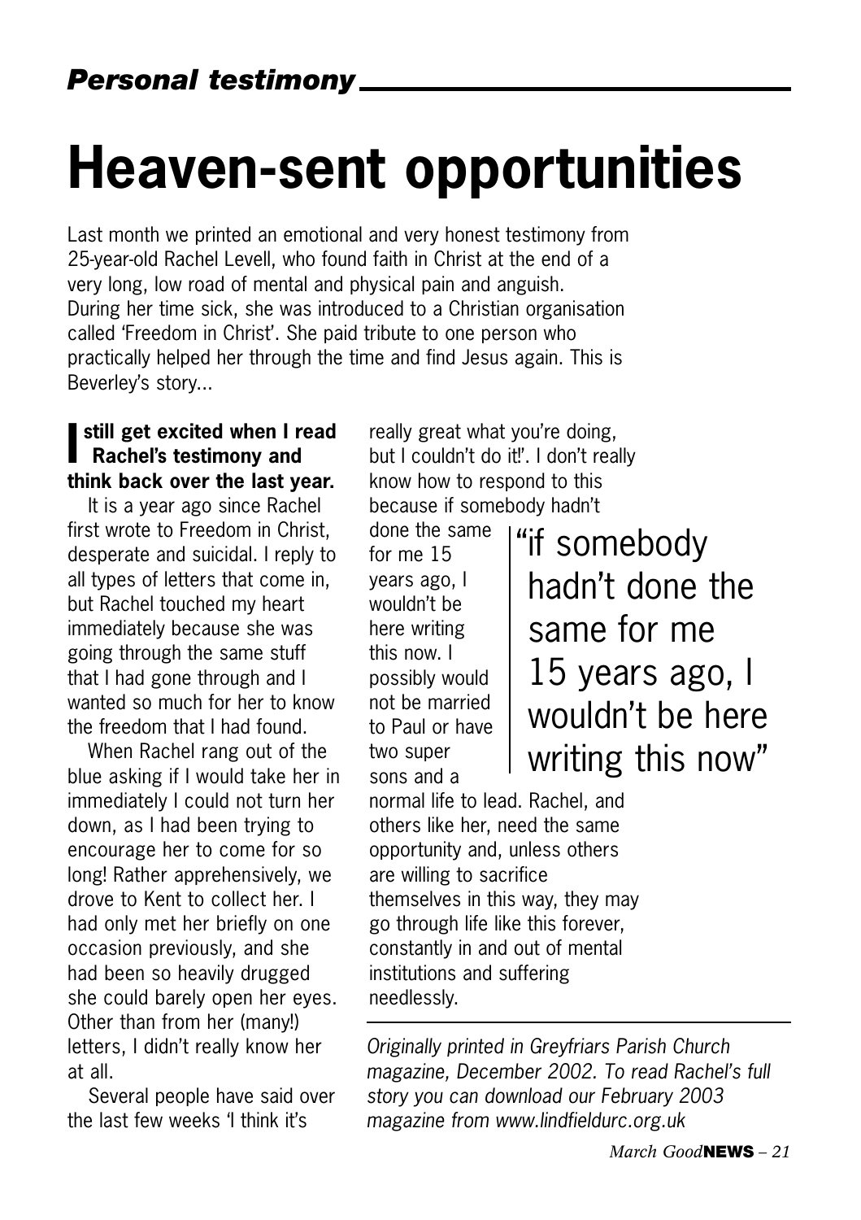## *Personal testimony*

# Heaven-sent opportunities

Last month we printed an emotional and very honest testimony from 25-year-old Rachel Levell, who found faith in Christ at the end of a very long, low road of mental and physical pain and anguish. During her time sick, she was introduced to a Christian organisation called 'Freedom in Christ'. She paid tribute to one person who practically helped her through the time and find Jesus again. This is Beverley's story...

**I still get excited when I read Rachel's testimony and think back over the last year.**

It is a year ago since Rachel first wrote to Freedom in Christ, desperate and suicidal. I reply to all types of letters that come in, but Rachel touched my heart immediately because she was going through the same stuff that I had gone through and I wanted so much for her to know the freedom that I had found.

When Rachel rang out of the blue asking if I would take her in immediately I could not turn her down, as I had been trying to encourage her to come for so long! Rather apprehensively, we drove to Kent to collect her. I had only met her briefly on one occasion previously, and she had been so heavily drugged she could barely open her eyes. Other than from her (many!) letters, I didn't really know her at all.

Several people have said over the last few weeks 'I think it's really great what you're doing, but I couldn't do it!'. I don't really know how to respond to this because if somebody hadn't done the same for me 15 years ago, I wouldn't be here writing this now. I possibly would not be married to Paul or have two super sons and a normal life to lead. Rachel, and others like her, need the same opportunity and, unless others are willing to sacrifice themselves in this way, they may go through life like this forever, constantly in and out of mental institutions and suffering needlessly.

> "if somebody hadn't done the same for me 15 years ago, I wouldn't be here writing this now"

*Originally printed in Greyfriars Parish Church magazine, December 2002. To read Rachel's full story you can download our February 2003 magazine from www.lindfieldurc.org.uk*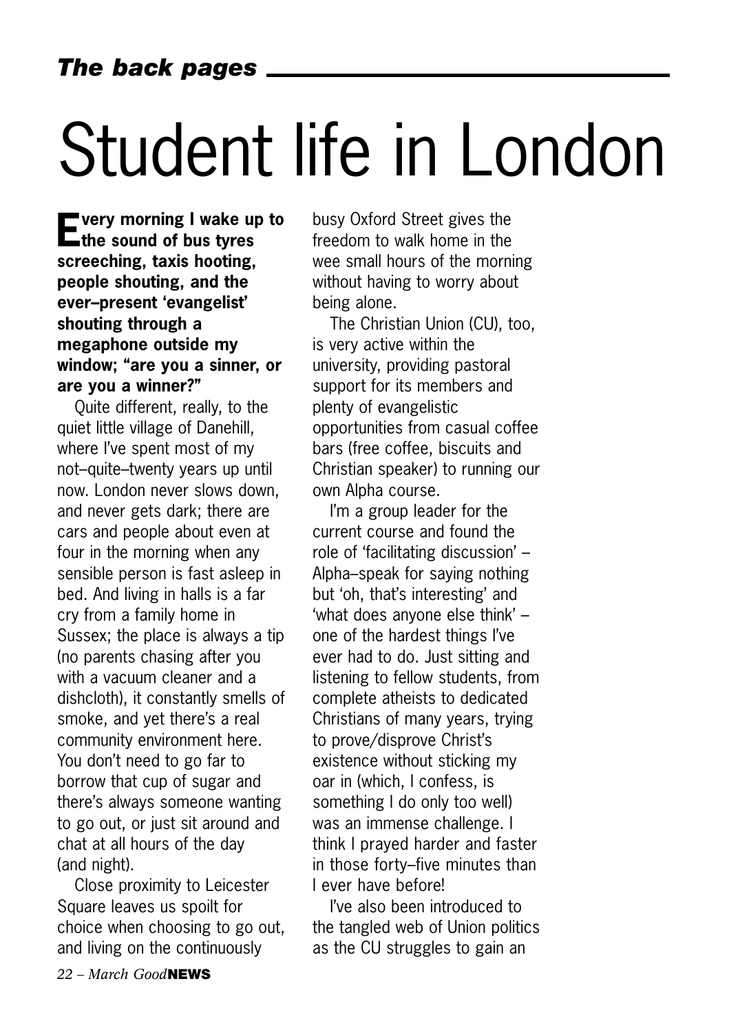# Student life in London

**Every morning I wake up to the sound of bus tyres screeching, taxis hooting, people shouting, and the ever–present 'evangelist' shouting through a megaphone outside my window; "are you a sinner, or are you a winner?"**

Quite different, really, to the quiet little village of Danehill, where I've spent most of my not–quite–twenty years up until now. London never slows down, and never gets dark; there are cars and people about even at four in the morning when any sensible person is fast asleep in bed. And living in halls is a far cry from a family home in Sussex; the place is always a tip (no parents chasing after you with a vacuum cleaner and a dishcloth), it constantly smells of smoke, and yet there's a real community environment here. You don't need to go far to borrow that cup of sugar and there's always someone wanting to go out, or just sit around and chat at all hours of the day (and night).

Close proximity to Leicester Square leaves us spoilt for choice when choosing to go out, and living on the continuously busy Oxford Street gives the freedom to walk home in the wee small hours of the morning without having to worry about being alone.

The Christian Union (CU), too, is very active within the university, providing pastoral support for its members and plenty of evangelistic opportunities from casual coffee bars (free coffee, biscuits and Christian speaker) to running our own Alpha course.

I'm a group leader for the current course and found the role of 'facilitating discussion' – Alpha–speak for saying nothing but 'oh, that's interesting' and 'what does anyone else think' – one of the hardest things I've ever had to do. Just sitting and listening to fellow students, from complete atheists to dedicated Christians of many years, trying to prove/disprove Christ's existence without sticking my oar in (which, I confess, is something I do only too well) was an immense challenge. I think I prayed harder and faster in those forty–five minutes than I ever have before!

I've also been introduced to the tangled web of Union politics as the CU struggles to gain an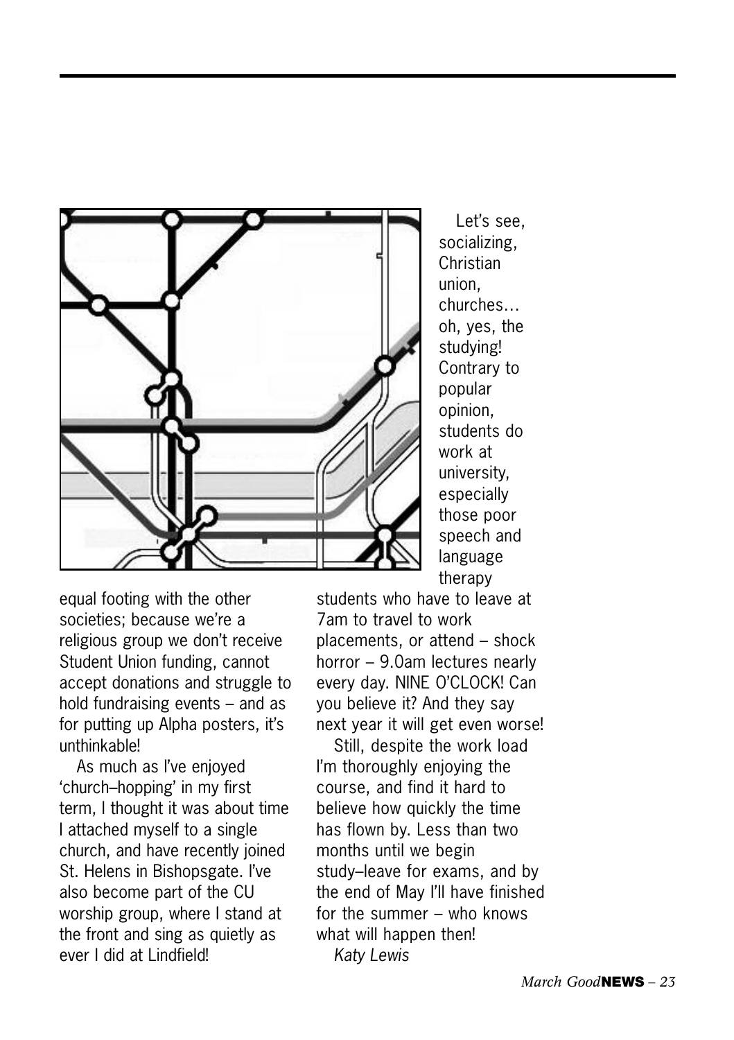Let's see, socializing, Christian union, churches… oh, yes, the studying! Contrary to popular opinion, students do work at university, especially those poor speech and language therapy students who have to leave at 7am to travel to work placements, or attend – shock horror – 9.0am lectures nearly every day. NINE O'CLOCK! Can you believe it? And they say next year it will get even worse!

Still, despite the work load I'm thoroughly enjoying the course, and find it hard to believe how quickly the time has flown by. Less than two months until we begin study–leave for exams, and by the end of May I'll have finished for the summer – who knows what will happen then!

equal footing with the other societies; because we're a religious group we don't receive Student Union funding, cannot accept donations and struggle to hold fundraising events – and as for putting up Alpha posters, it's unthinkable!

As much as I've enjoyed 'church–hopping' in my first term, I thought it was about time I attached myself to a single church, and have recently joined St. Helens in Bishopsgate. I've also become part of the CU worship group, where I stand at the front and sing as quietly as ever I did at Lindfield!

*Katy Lewis*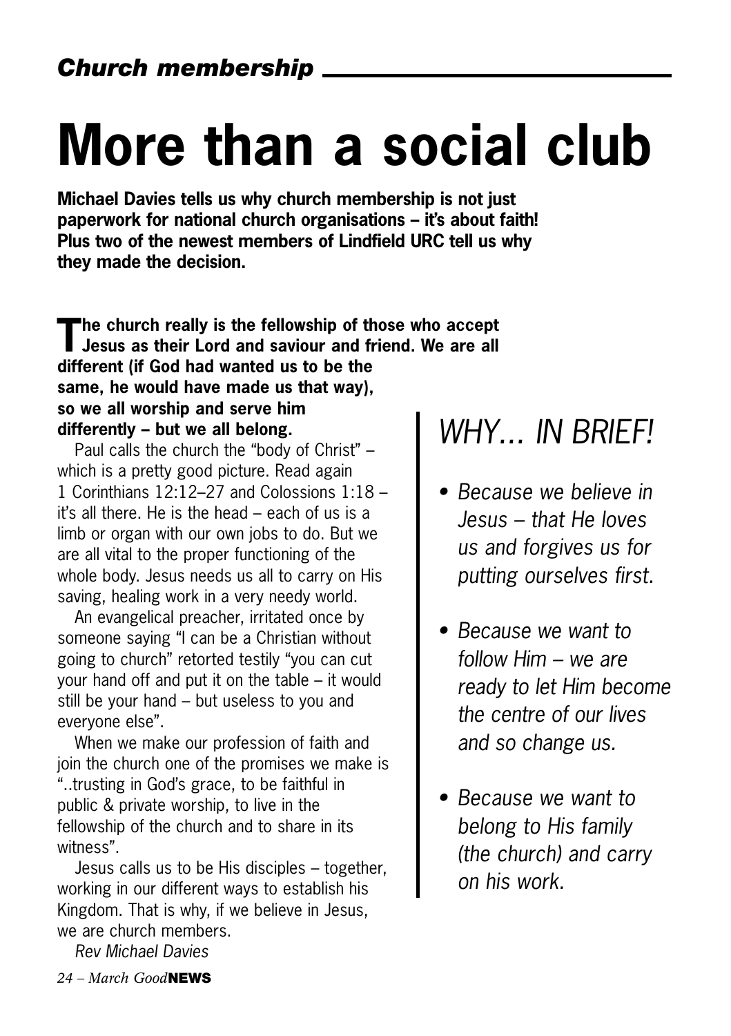*Church membership*

# More than a social club

**Michael Davies tells us why church membership is not just paperwork for national church organisations – it's about faith! Plus two of the newest members of Lindfield URC tell us why they made the decision.**

**The church really is the fellowship of those who accept Jesus as their Lord and saviour and friend. We are all different (if God had wanted us to be the same, he would have made us that way), so we all worship and serve him differently – but we all belong.**

Paul calls the church the "body of Christ" – which is a pretty good picture. Read again 1 Corinthians 12:12–27 and Colossions 1:18 – it's all there. He is the head – each of us is a limb or organ with our own jobs to do. But we are all vital to the proper functioning of the whole body. Jesus needs us all to carry on His saving, healing work in a very needy world.

An evangelical preacher, irritated once by someone saying "I can be a Christian without going to church" retorted testily "you can cut your hand off and put it on the table – it would still be your hand – but useless to you and everyone else".

When we make our profession of faith and join the church one of the promises we make is "..trusting in God's grace, to be faithful in public & private worship, to live in the fellowship of the church and to share in its witness".

Jesus calls us to be His disciples – together, working in our different ways to establish his Kingdom. That is why, if we believe in Jesus, we are church members.

*Rev Michael Davies*

## *WHY... IN BRIEF!*

- *Because we believe in Jesus – that He loves us and forgives us for putting ourselves first.*
- *Because we want to follow Him – we are ready to let Him become the centre of our lives and so change us.*
- *Because we want to belong to His family (the church) and carry on his work.*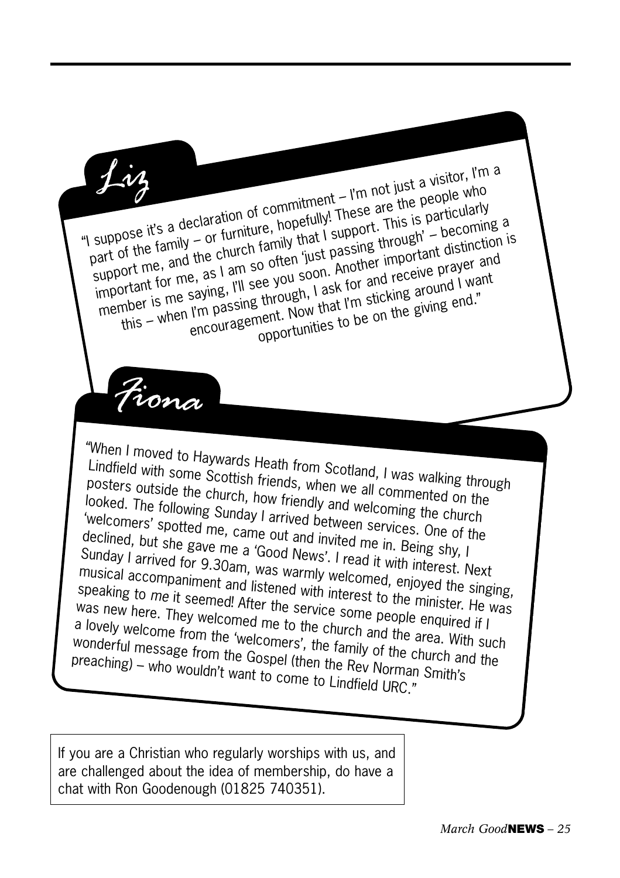## Liz

"I suppose it's a declaration of commitment – I'm not just a visitor, I'm a part of the family – or furniture, hopefully! These are the people who support me, and the church family that I support. This is particularly important for me, as I am so often 'just passing through' – becoming a member is me saying, I'll see you soon. Another important distinction is this – when I'm passing through, I ask for and receive prayer and encouragement. Now that I'm sticking around I want opportunities to be on the giving end."

## Fiona

"When I moved to Haywards Heath from Scotland, I was walking through Lindfield with some Scottish friends, when we all commented on the posters outside the church, how friendly and welcoming the church looked. The following Sunday I arrived between services. One of the 'welcomers' spotted me, came out and invited me in. Being shy, I declined, but she gave me a 'Good News'. I read it with interest. Next Sunday I arrived for 9.30am, was warmly welcomed, enjoyed the singing, musical accompaniment and listened with interest to the minister. He was speaking to *me* it seemed! After the service some people enquired if I was new here. They welcomed me to the church and the area. With such a lovely welcome from the 'welcomers', the family of the church and the wonderful message from the Gospel (then the Rev Norman Smith's preaching) – who wouldn't want to come to Lindfield URC."

If you are a Christian who regularly worships with us, and are challenged about the idea of membership, do have a chat with Ron Goodenough (01825 740351).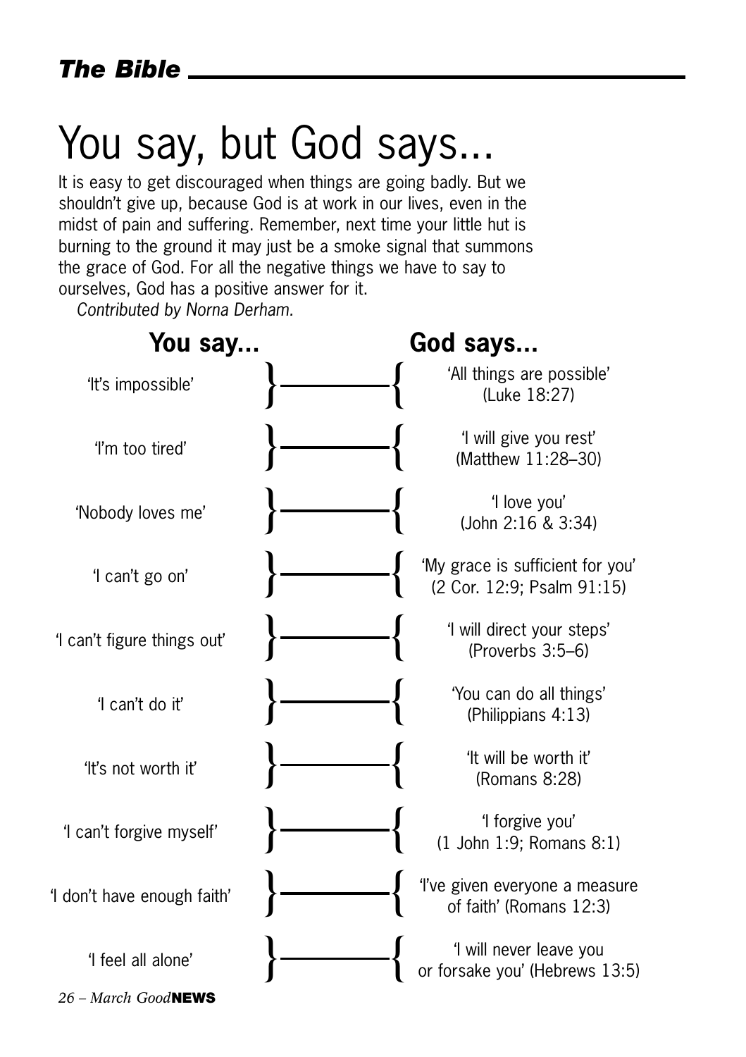*The Bible*

# You say, but God says...

It is easy to get discouraged when things are going badly. But we shouldn't give up, because God is at work in our lives, even in the midst of pain and suffering. Remember, next time your little hut is burning to the ground it may just be a smoke signal that summons the grace of God. For all the negative things we have to say to ourselves, God has a positive answer for it.

*Contributed by Norna Derham.*

| You say... | God says... |
|---|---|
| 'It's impossible' | 'All things are possible' (Luke 18:27) |
| 'I'm too tired' | 'I will give you rest' (Matthew 11:28–30) |
| 'Nobody loves me' | 'I love you' (John 2:16 & 3:34) |
| 'I can't go on' | 'My grace is sufficient for you' (2 Cor. 12:9; Psalm 91:15) |
| 'I can't figure things out' | 'I will direct your steps' (Proverbs 3:5–6) |
| 'I can't do it' | 'You can do all things' (Philippians 4:13) |
| 'It's not worth it' | 'It will be worth it' (Romans 8:28) |
| 'I can't forgive myself' | 'I forgive you' (1 John 1:9; Romans 8:1) |
| 'I don't have enough faith' | 'I've given everyone a measure of faith' (Romans 12:3) |
| 'I feel all alone' | 'I will never leave you or forsake you' (Hebrews 13:5) |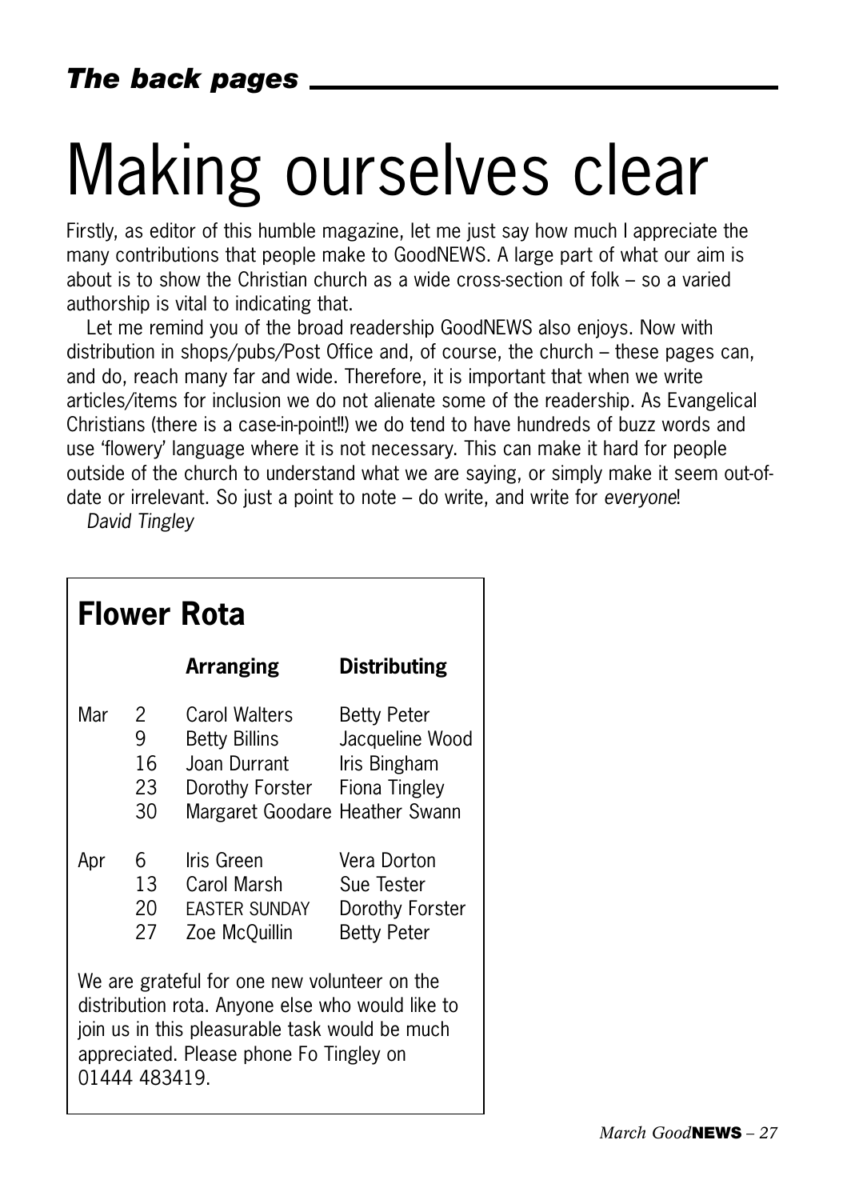*The back pages*

# Making ourselves clear

Firstly, as editor of this humble magazine, let me just say how much I appreciate the many contributions that people make to GoodNEWS. A large part of what our aim is about is to show the Christian church as a wide cross-section of folk – so a varied authorship is vital to indicating that.

Let me remind you of the broad readership GoodNEWS also enjoys. Now with distribution in shops/pubs/Post Office and, of course, the church – these pages can, and do, reach many far and wide. Therefore, it is important that when we write articles/items for inclusion we do not alienate some of the readership. As Evangelical Christians (there is a case-in-point!!) we do tend to have hundreds of buzz words and use 'flowery' language where it is not necessary. This can make it hard for people outside of the church to understand what we are saying, or simply make it seem out-of-date or irrelevant. So just a point to note – do write, and write for *everyone*!

*David Tingley*

## Flower Rota

| | | Arranging | Distributing |
|---|---|---|---|
| Mar | 2 | Carol Walters | Betty Peter |
| | 9 | Betty Billins | Jacqueline Wood |
| | 16 | Joan Durrant | Iris Bingham |
| | 23 | Dorothy Forster | Fiona Tingley |
| | 30 | Margaret Goodare | Heather Swann |
| Apr | 6 | Iris Green | Vera Dorton |
| | 13 | Carol Marsh | Sue Tester |
| | 20 | EASTER SUNDAY | Dorothy Forster |
| | 27 | Zoe McQuillin | Betty Peter |

We are grateful for one new volunteer on the distribution rota. Anyone else who would like to join us in this pleasurable task would be much appreciated. Please phone Fo Tingley on 01444 483419.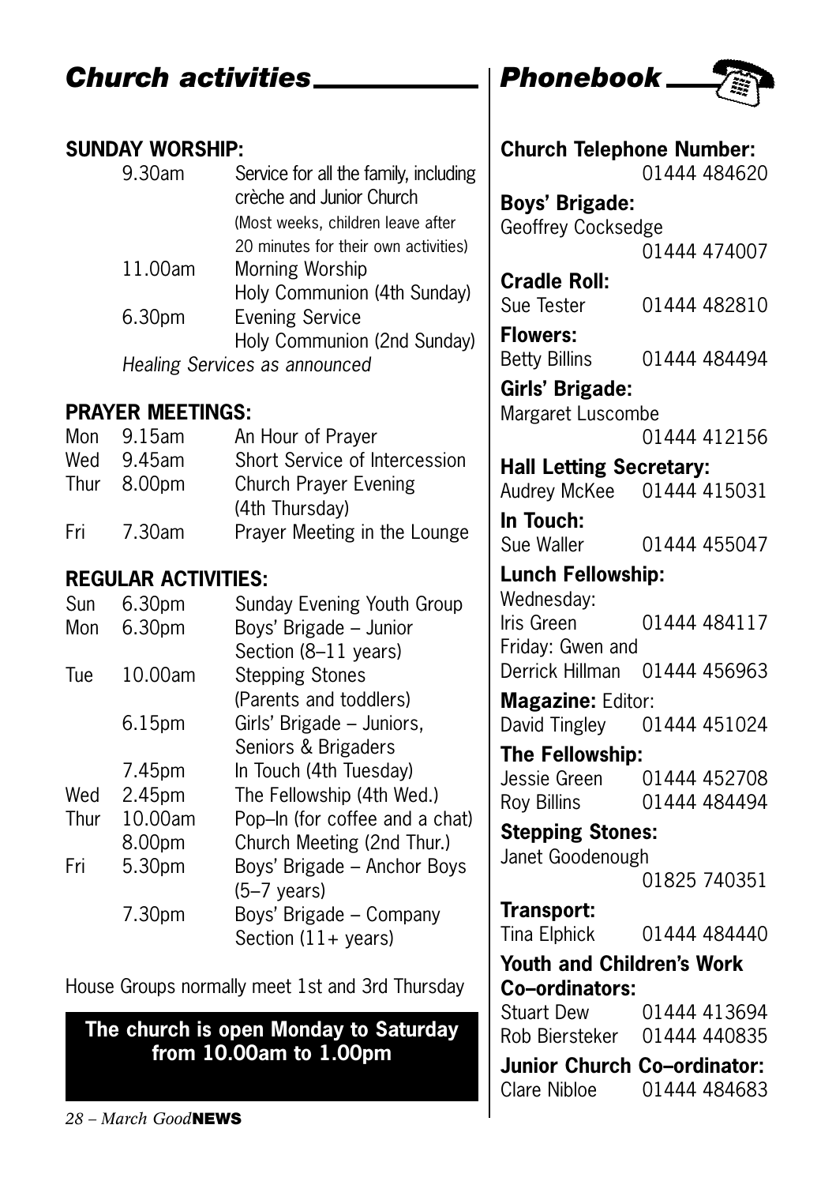## Church activities

### SUNDAY WORSHIP:

| | |
|---|---|
| 9.30am | Service for all the family, including crèche and Junior Church (Most weeks, children leave after 20 minutes for their own activities) |
| 11.00am | Morning Worship<br>Holy Communion (4th Sunday) |
| 6.30pm | Evening Service<br>Holy Communion (2nd Sunday) |

*Healing Services as announced*

### PRAYER MEETINGS:

| | | |
|---|---|---|
| Mon | 9.15am | An Hour of Prayer |
| Wed | 9.45am | Short Service of Intercession |
| Thur | 8.00pm | Church Prayer Evening (4th Thursday) |
| Fri | 7.30am | Prayer Meeting in the Lounge |

### REGULAR ACTIVITIES:

| | | |
|---|---|---|
| Sun | 6.30pm | Sunday Evening Youth Group |
| Mon | 6.30pm | Boys' Brigade – Junior Section (8–11 years) |
| Tue | 10.00am | Stepping Stones (Parents and toddlers) |
| | 6.15pm | Girls' Brigade – Juniors, Seniors & Brigaders |
| | 7.45pm | In Touch (4th Tuesday) |
| Wed | 2.45pm | The Fellowship (4th Wed.) |
| Thur | 10.00am | Pop–In (for coffee and a chat) |
| | 8.00pm | Church Meeting (2nd Thur.) |
| Fri | 5.30pm | Boys' Brigade – Anchor Boys (5–7 years) |
| | 7.30pm | Boys' Brigade – Company Section (11+ years) |

House Groups normally meet 1st and 3rd Thursday

**The church is open Monday to Saturday from 10.00am to 1.00pm**

## Phonebook

**Church Telephone Number:** 01444 484620

**Boys' Brigade:**
Geoffrey Cocksedge 01444 474007

**Cradle Roll:**
Sue Tester 01444 482810

**Flowers:**
Betty Billins 01444 484494

**Girls' Brigade:**
Margaret Luscombe 01444 412156

**Hall Letting Secretary:**
Audrey McKee 01444 415031

**In Touch:**
Sue Waller 01444 455047

**Lunch Fellowship:**
Wednesday:
Iris Green 01444 484117
Friday: Gwen and
Derrick Hillman 01444 456963

**Magazine:** Editor:
David Tingley 01444 451024

**The Fellowship:**
Jessie Green 01444 452708
Roy Billins 01444 484494

**Stepping Stones:**
Janet Goodenough 01825 740351

**Transport:**
Tina Elphick 01444 484440

**Youth and Children's Work Co–ordinators:**
Stuart Dew 01444 413694
Rob Biersteker 01444 440835

**Junior Church Co–ordinator:**
Clare Nibloe 01444 484683